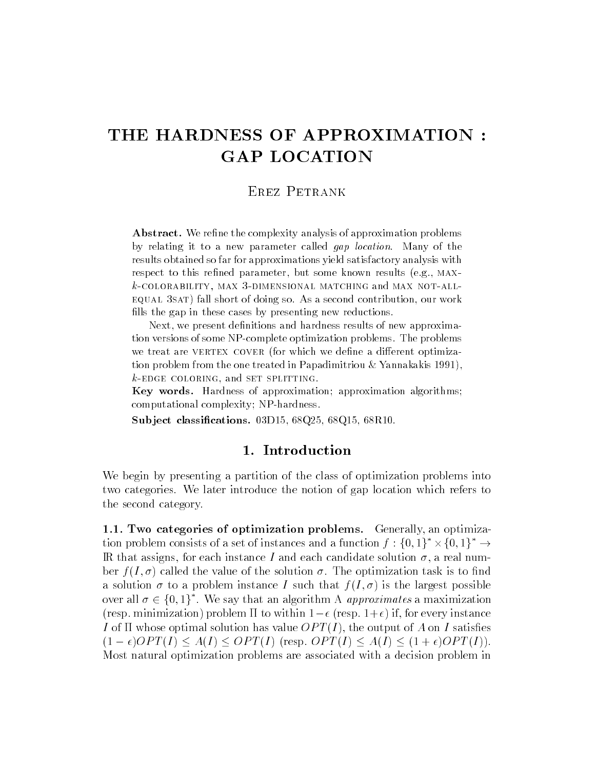# THE HARDNESS OF APPROXIMATION : GAP LOCATION

Erez Petrank

**Abstract.** We refine the complexity analysis of approximation problems by relating it to a new parameter called *gap location*. Many of the results obtained so far for approximations yield satisfactory analysis with respect to this refined parameter, but some known results (e.g., MAX-$k$-COLORABILITY, MAX 3-DIMENSIONAL MATCHING and MAX NOT-ALL-EQUAL 3SAT) fall short of doing so. As a second contribution, our work fills the gap in these cases by presenting new reductions.

Next, we present definitions and hardness results of new approximation versions of some NP-complete optimization problems. The problems we treat are VERTEX COVER (for which we define a different optimization problem from the one treated in Papadimitriou & Yannakakis 1991), $k$-EDGE COLORING, and SET SPLITTING.

**Key words.** Hardness of approximation; approximation algorithms; computational complexity; NP-hardness.

**Subject classifications.** 03D15, 68Q25, 68Q15, 68R10.

## 1. Introduction

We begin by presenting a partition of the class of optimization problems into two categories. We later introduce the notion of gap location which refers to the second category.

**1.1. Two categories of optimization problems.** Generally, an optimization problem consists of a set of instances and a function $f : \{0,1\}^* \times \{0,1\}^* \to \mathbb{R}$ that assigns, for each instance $I$ and each candidate solution $\sigma$, a real number $f(I, \sigma)$ called the value of the solution $\sigma$. The optimization task is to find a solution $\sigma$ to a problem instance $I$ such that $f(I, \sigma)$ is the largest possible over all $\sigma \in \{0,1\}^*$. We say that an algorithm A *approximates* a maximization (resp. minimization) problem $\Pi$ to within $1-\epsilon$ (resp. $1+\epsilon$) if, for every instance $I$ of $\Pi$ whose optimal solution has value $OPT(I)$, the output of $A$ on $I$ satisfies $(1-\epsilon)OPT(I) \leq A(I) \leq OPT(I)$ (resp. $OPT(I) \leq A(I) \leq (1+\epsilon)OPT(I)$). Most natural optimization problems are associated with a decision problem in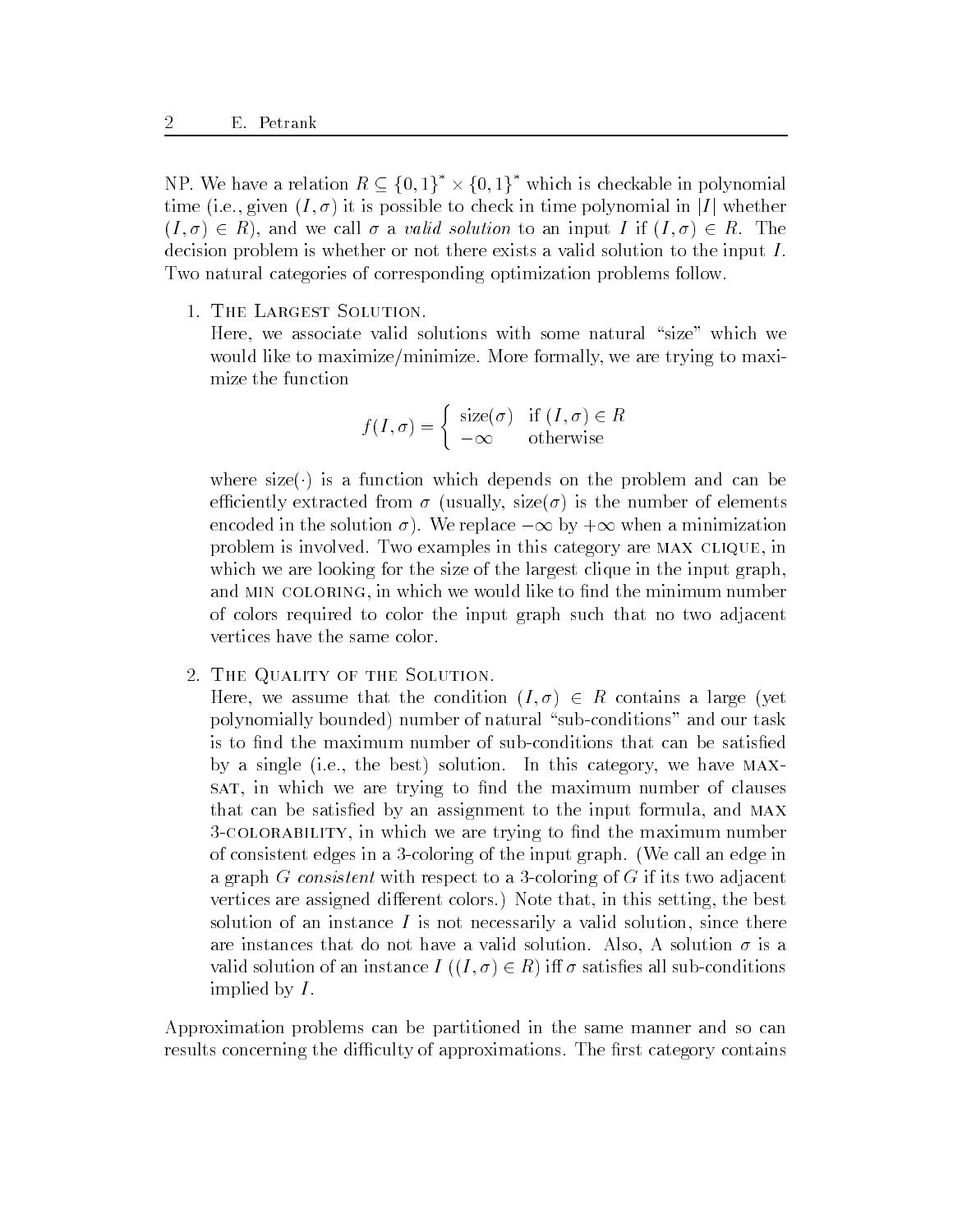NP. We have a relation $R \subseteq \{0,1\}^* \times \{0,1\}^*$ which is checkable in polynomial time (i.e., given $(I, \sigma)$ it is possible to check in time polynomial in $|I|$ whether $(I, \sigma) \in R$), and we call $\sigma$ a *valid solution* to an input $I$ if $(I, \sigma) \in R$. The decision problem is whether or not there exists a valid solution to the input $I$. Two natural categories of corresponding optimization problems follow.

1. THE LARGEST SOLUTION.
   Here, we associate valid solutions with some natural "size" which we would like to maximize/minimize. More formally, we are trying to maximize the function

   $$f(I, \sigma) = \begin{cases} \text{size}(\sigma) & \text{if } (I, \sigma) \in R \\ -\infty & \text{otherwise} \end{cases}$$

   where size$(\cdot)$ is a function which depends on the problem and can be efficiently extracted from $\sigma$ (usually, size$(\sigma)$ is the number of elements encoded in the solution $\sigma$). We replace $-\infty$ by $+\infty$ when a minimization problem is involved. Two examples in this category are MAX CLIQUE, in which we are looking for the size of the largest clique in the input graph, and MIN COLORING, in which we would like to find the minimum number of colors required to color the input graph such that no two adjacent vertices have the same color.

2. THE QUALITY OF THE SOLUTION.
   Here, we assume that the condition $(I, \sigma) \in R$ contains a large (yet polynomially bounded) number of natural "sub-conditions" and our task is to find the maximum number of sub-conditions that can be satisfied by a single (i.e., the best) solution. In this category, we have MAX-SAT, in which we are trying to find the maximum number of clauses that can be satisfied by an assignment to the input formula, and MAX 3-COLORABILITY, in which we are trying to find the maximum number of consistent edges in a 3-coloring of the input graph. (We call an edge in a graph $G$ *consistent* with respect to a 3-coloring of $G$ if its two adjacent vertices are assigned different colors.) Note that, in this setting, the best solution of an instance $I$ is not necessarily a valid solution, since there are instances that do not have a valid solution. Also, A solution $\sigma$ is a valid solution of an instance $I$ ($(I, \sigma) \in R$) iff $\sigma$ satisfies all sub-conditions implied by $I$.

Approximation problems can be partitioned in the same manner and so can results concerning the difficulty of approximations. The first category contains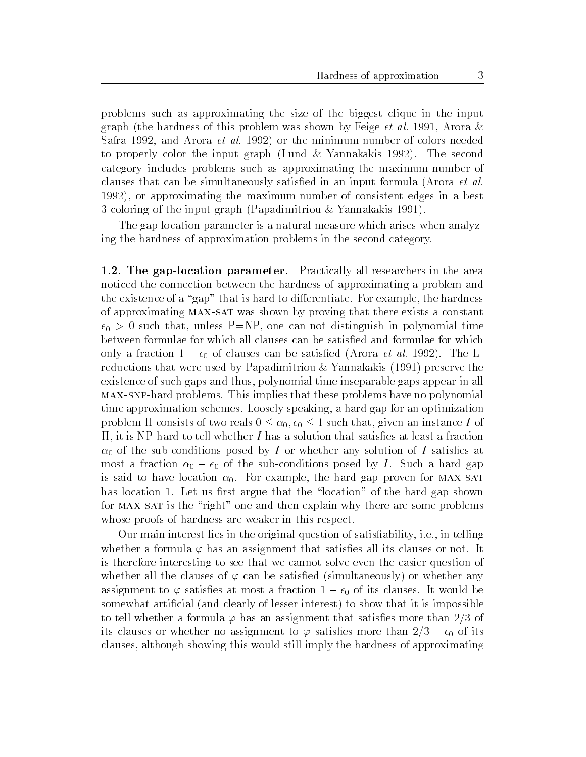problems such as approximating the size of the biggest clique in the input graph (the hardness of this problem was shown by Feige *et al.* 1991, Arora & Safra 1992, and Arora *et al.* 1992) or the minimum number of colors needed to properly color the input graph (Lund & Yannakakis 1992). The second category includes problems such as approximating the maximum number of clauses that can be simultaneously satisfied in an input formula (Arora *et al.* 1992), or approximating the maximum number of consistent edges in a best 3-coloring of the input graph (Papadimitriou & Yannakakis 1991).

The gap location parameter is a natural measure which arises when analyzing the hardness of approximation problems in the second category.

**1.2. The gap-location parameter.** Practically all researchers in the area noticed the connection between the hardness of approximating a problem and the existence of a "gap" that is hard to differentiate. For example, the hardness of approximating MAX-SAT was shown by proving that there exists a constant $\epsilon_0 > 0$ such that, unless P=NP, one can not distinguish in polynomial time between formulae for which all clauses can be satisfied and formulae for which only a fraction $1 - \epsilon_0$ of clauses can be satisfied (Arora *et al.* 1992). The L-reductions that were used by Papadimitriou & Yannakakis (1991) preserve the existence of such gaps and thus, polynomial time inseparable gaps appear in all MAX-SNP-hard problems. This implies that these problems have no polynomial time approximation schemes. Loosely speaking, a hard gap for an optimization problem $\Pi$ consists of two reals $0 \leq \alpha_0, \epsilon_0 \leq 1$ such that, given an instance $I$ of $\Pi$, it is NP-hard to tell whether $I$ has a solution that satisfies at least a fraction $\alpha_0$ of the sub-conditions posed by $I$ or whether any solution of $I$ satisfies at most a fraction $\alpha_0 - \epsilon_0$ of the sub-conditions posed by $I$. Such a hard gap is said to have location $\alpha_0$. For example, the hard gap proven for MAX-SAT has location 1. Let us first argue that the "location" of the hard gap shown for MAX-SAT is the "right" one and then explain why there are some problems whose proofs of hardness are weaker in this respect.

Our main interest lies in the original question of satisfiability, i.e., in telling whether a formula $\varphi$ has an assignment that satisfies all its clauses or not. It is therefore interesting to see that we cannot solve even the easier question of whether all the clauses of $\varphi$ can be satisfied (simultaneously) or whether any assignment to $\varphi$ satisfies at most a fraction $1 - \epsilon_0$ of its clauses. It would be somewhat artificial (and clearly of lesser interest) to show that it is impossible to tell whether a formula $\varphi$ has an assignment that satisfies more than $2/3$ of its clauses or whether no assignment to $\varphi$ satisfies more than $2/3 - \epsilon_0$ of its clauses, although showing this would still imply the hardness of approximating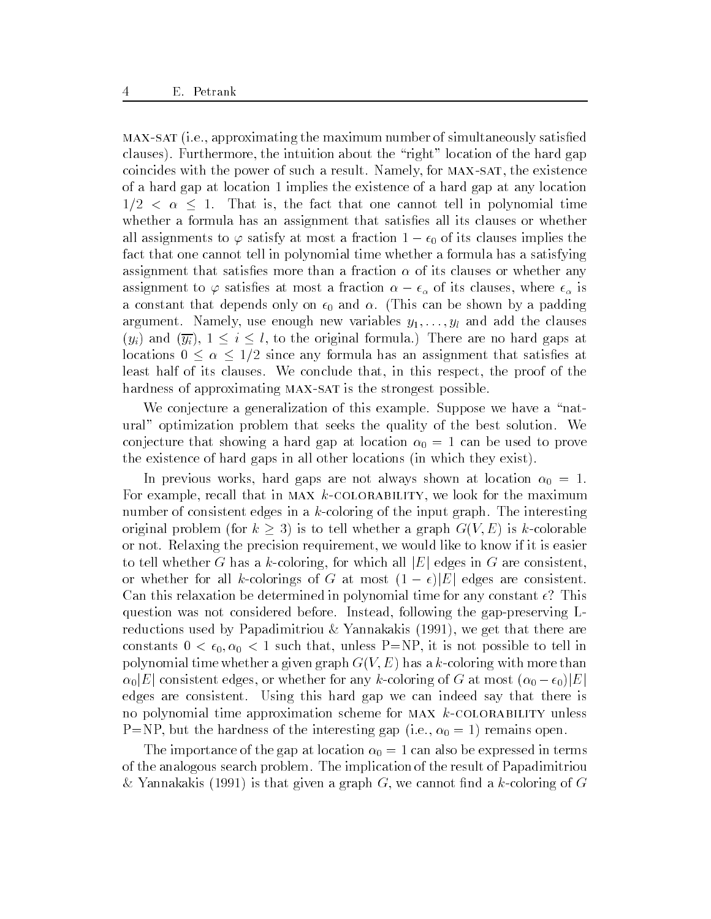MAX-SAT (i.e., approximating the maximum number of simultaneously satisfied clauses). Furthermore, the intuition about the "right" location of the hard gap coincides with the power of such a result. Namely, for MAX-SAT, the existence of a hard gap at location 1 implies the existence of a hard gap at any location $1/2 < \alpha \leq 1$. That is, the fact that one cannot tell in polynomial time whether a formula has an assignment that satisfies all its clauses or whether all assignments to $\varphi$ satisfy at most a fraction $1 - \epsilon_0$ of its clauses implies the fact that one cannot tell in polynomial time whether a formula has a satisfying assignment that satisfies more than a fraction $\alpha$ of its clauses or whether any assignment to $\varphi$ satisfies at most a fraction $\alpha - \epsilon_\alpha$ of its clauses, where $\epsilon_\alpha$ is a constant that depends only on $\epsilon_0$ and $\alpha$. (This can be shown by a padding argument. Namely, use enough new variables $y_1, \ldots, y_l$ and add the clauses $(y_i)$ and $(\overline{y_i})$, $1 \leq i \leq l$, to the original formula.) There are no hard gaps at locations $0 \leq \alpha \leq 1/2$ since any formula has an assignment that satisfies at least half of its clauses. We conclude that, in this respect, the proof of the hardness of approximating MAX-SAT is the strongest possible.

We conjecture a generalization of this example. Suppose we have a "natural" optimization problem that seeks the quality of the best solution. We conjecture that showing a hard gap at location $\alpha_0 = 1$ can be used to prove the existence of hard gaps in all other locations (in which they exist).

In previous works, hard gaps are not always shown at location $\alpha_0 = 1$. For example, recall that in MAX $k$-COLORABILITY, we look for the maximum number of consistent edges in a $k$-coloring of the input graph. The interesting original problem (for $k \geq 3$) is to tell whether a graph $G(V, E)$ is $k$-colorable or not. Relaxing the precision requirement, we would like to know if it is easier to tell whether $G$ has a $k$-coloring, for which all $|E|$ edges in $G$ are consistent, or whether for all $k$-colorings of $G$ at most $(1 - \epsilon)|E|$ edges are consistent. Can this relaxation be determined in polynomial time for any constant $\epsilon$? This question was not considered before. Instead, following the gap-preserving L-reductions used by Papadimitriou & Yannakakis (1991), we get that there are constants $0 < \epsilon_0, \alpha_0 < 1$ such that, unless P=NP, it is not possible to tell in polynomial time whether a given graph $G(V, E)$ has a $k$-coloring with more than $\alpha_0|E|$ consistent edges, or whether for any $k$-coloring of $G$ at most $(\alpha_0 - \epsilon_0)|E|$ edges are consistent. Using this hard gap we can indeed say that there is no polynomial time approximation scheme for MAX $k$-COLORABILITY unless P=NP, but the hardness of the interesting gap (i.e., $\alpha_0 = 1$) remains open.

The importance of the gap at location $\alpha_0 = 1$ can also be expressed in terms of the analogous search problem. The implication of the result of Papadimitriou & Yannakakis (1991) is that given a graph $G$, we cannot find a $k$-coloring of $G$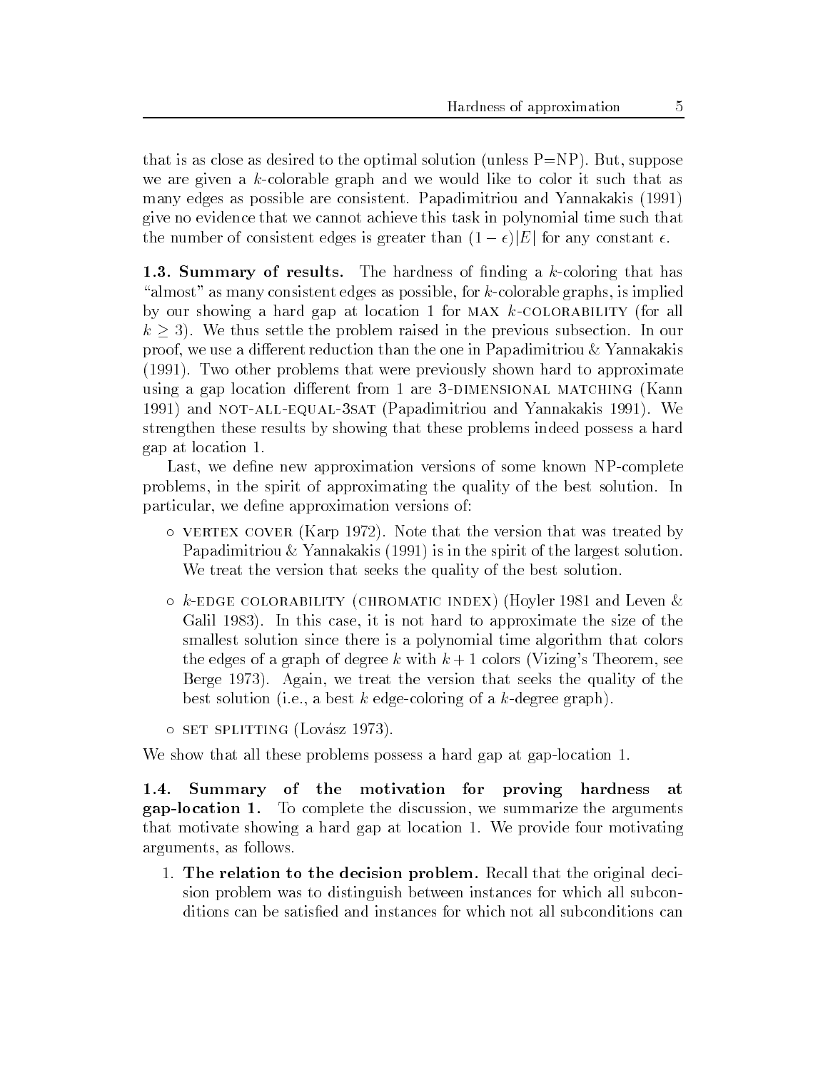that is as close as desired to the optimal solution (unless P=NP). But, suppose we are given a $k$-colorable graph and we would like to color it such that as many edges as possible are consistent. Papadimitriou and Yannakakis (1991) give no evidence that we cannot achieve this task in polynomial time such that the number of consistent edges is greater than $(1-\epsilon)|E|$ for any constant $\epsilon$.

**1.3. Summary of results.** The hardness of finding a $k$-coloring that has "almost" as many consistent edges as possible, for $k$-colorable graphs, is implied by our showing a hard gap at location 1 for MAX $k$-COLORABILITY (for all $k \geq 3$). We thus settle the problem raised in the previous subsection. In our proof, we use a different reduction than the one in Papadimitriou & Yannakakis (1991). Two other problems that were previously shown hard to approximate using a gap location different from 1 are 3-DIMENSIONAL MATCHING (Kann 1991) and NOT-ALL-EQUAL-3SAT (Papadimitriou and Yannakakis 1991). We strengthen these results by showing that these problems indeed possess a hard gap at location 1.

Last, we define new approximation versions of some known NP-complete problems, in the spirit of approximating the quality of the best solution. In particular, we define approximation versions of:

- VERTEX COVER (Karp 1972). Note that the version that was treated by Papadimitriou & Yannakakis (1991) is in the spirit of the largest solution. We treat the version that seeks the quality of the best solution.

- $k$-EDGE COLORABILITY (CHROMATIC INDEX) (Hoyler 1981 and Leven & Galil 1983). In this case, it is not hard to approximate the size of the smallest solution since there is a polynomial time algorithm that colors the edges of a graph of degree $k$ with $k+1$ colors (Vizing's Theorem, see Berge 1973). Again, we treat the version that seeks the quality of the best solution (i.e., a best $k$ edge-coloring of a $k$-degree graph).

- SET SPLITTING (Lovász 1973).

We show that all these problems possess a hard gap at gap-location 1.

**1.4. Summary of the motivation for proving hardness at gap-location 1.** To complete the discussion, we summarize the arguments that motivate showing a hard gap at location 1. We provide four motivating arguments, as follows.

1. **The relation to the decision problem.** Recall that the original decision problem was to distinguish between instances for which all subconditions can be satisfied and instances for which not all subconditions can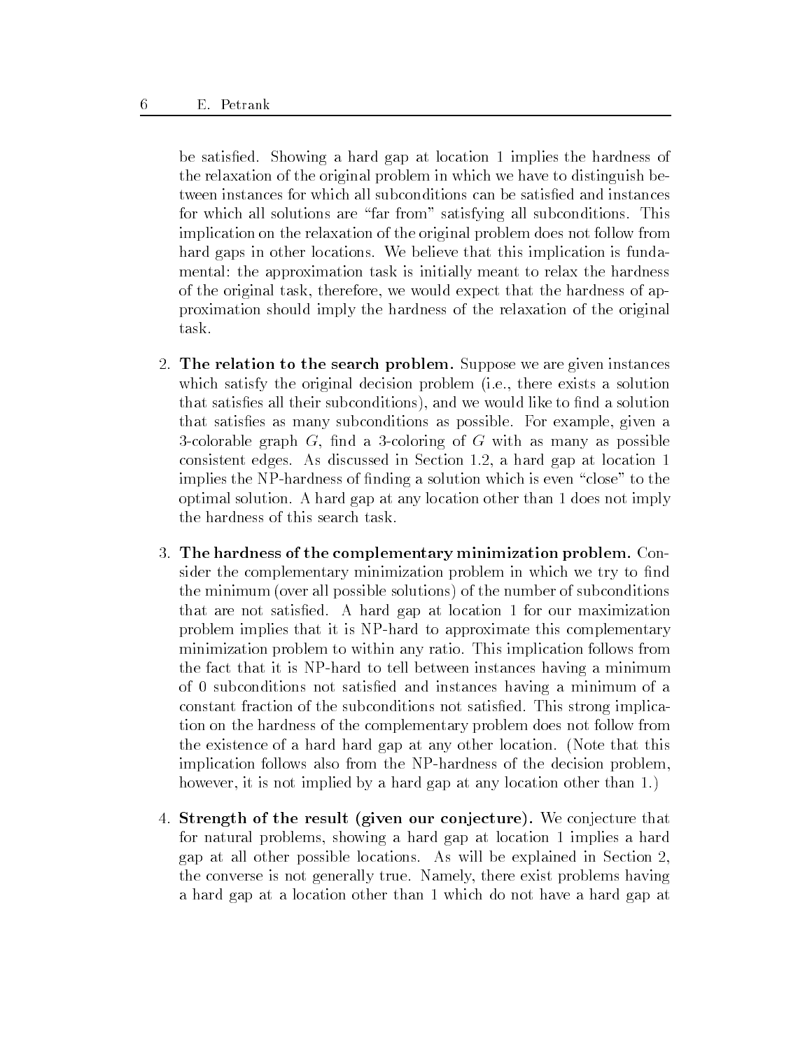be satisfied. Showing a hard gap at location 1 implies the hardness of the relaxation of the original problem in which we have to distinguish between instances for which all subconditions can be satisfied and instances for which all solutions are "far from" satisfying all subconditions. This implication on the relaxation of the original problem does not follow from hard gaps in other locations. We believe that this implication is fundamental: the approximation task is initially meant to relax the hardness of the original task, therefore, we would expect that the hardness of approximation should imply the hardness of the relaxation of the original task.

2. **The relation to the search problem.** Suppose we are given instances which satisfy the original decision problem (i.e., there exists a solution that satisfies all their subconditions), and we would like to find a solution that satisfies as many subconditions as possible. For example, given a 3-colorable graph $G$, find a 3-coloring of $G$ with as many as possible consistent edges. As discussed in Section 1.2, a hard gap at location 1 implies the NP-hardness of finding a solution which is even "close" to the optimal solution. A hard gap at any location other than 1 does not imply the hardness of this search task.

3. **The hardness of the complementary minimization problem.** Consider the complementary minimization problem in which we try to find the minimum (over all possible solutions) of the number of subconditions that are not satisfied. A hard gap at location 1 for our maximization problem implies that it is NP-hard to approximate this complementary minimization problem to within any ratio. This implication follows from the fact that it is NP-hard to tell between instances having a minimum of 0 subconditions not satisfied and instances having a minimum of a constant fraction of the subconditions not satisfied. This strong implication on the hardness of the complementary problem does not follow from the existence of a hard hard gap at any other location. (Note that this implication follows also from the NP-hardness of the decision problem, however, it is not implied by a hard gap at any location other than 1.)

4. **Strength of the result (given our conjecture).** We conjecture that for natural problems, showing a hard gap at location 1 implies a hard gap at all other possible locations. As will be explained in Section 2, the converse is not generally true. Namely, there exist problems having a hard gap at a location other than 1 which do not have a hard gap at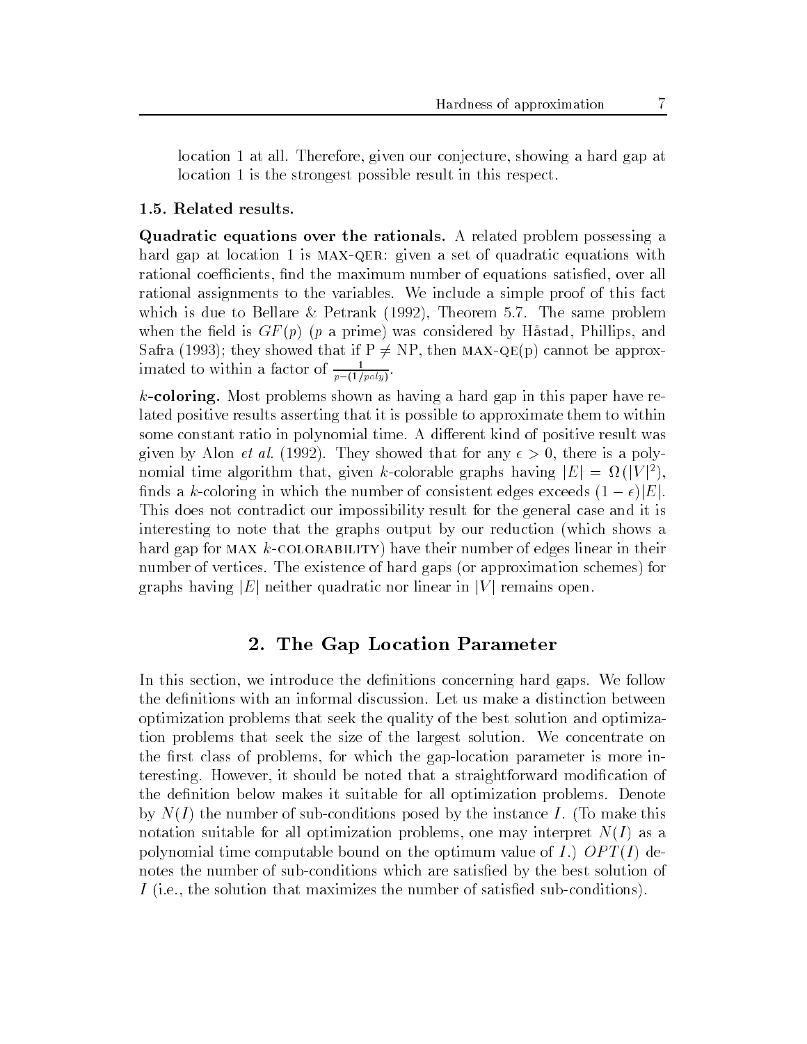location 1 at all. Therefore, given our conjecture, showing a hard gap at location 1 is the strongest possible result in this respect.

### 1.5. Related results.

**Quadratic equations over the rationals.** A related problem possessing a hard gap at location 1 is MAX-QER: given a set of quadratic equations with rational coefficients, find the maximum number of equations satisfied, over all rational assignments to the variables. We include a simple proof of this fact which is due to Bellare & Petrank (1992), Theorem 5.7. The same problem when the field is $GF(p)$ ($p$ a prime) was considered by Håstad, Phillips, and Safra (1993); they showed that if P $\neq$ NP, then MAX-QE(p) cannot be approximated to within a factor of $\frac{1}{p-(1/poly)}$.

**$k$-coloring.** Most problems shown as having a hard gap in this paper have related positive results asserting that it is possible to approximate them to within some constant ratio in polynomial time. A different kind of positive result was given by Alon *et al.* (1992). They showed that for any $\epsilon > 0$, there is a polynomial time algorithm that, given $k$-colorable graphs having $|E| = \Omega(|V|^2)$, finds a $k$-coloring in which the number of consistent edges exceeds $(1-\epsilon)|E|$. This does not contradict our impossibility result for the general case and it is interesting to note that the graphs output by our reduction (which shows a hard gap for MAX $k$-COLORABILITY) have their number of edges linear in their number of vertices. The existence of hard gaps (or approximation schemes) for graphs having $|E|$ neither quadratic nor linear in $|V|$ remains open.

## 2. The Gap Location Parameter

In this section, we introduce the definitions concerning hard gaps. We follow the definitions with an informal discussion. Let us make a distinction between optimization problems that seek the quality of the best solution and optimization problems that seek the size of the largest solution. We concentrate on the first class of problems, for which the gap-location parameter is more interesting. However, it should be noted that a straightforward modification of the definition below makes it suitable for all optimization problems. Denote by $N(I)$ the number of sub-conditions posed by the instance $I$. (To make this notation suitable for all optimization problems, one may interpret $N(I)$ as a polynomial time computable bound on the optimum value of $I$.) $OPT(I)$ denotes the number of sub-conditions which are satisfied by the best solution of $I$ (i.e., the solution that maximizes the number of satisfied sub-conditions).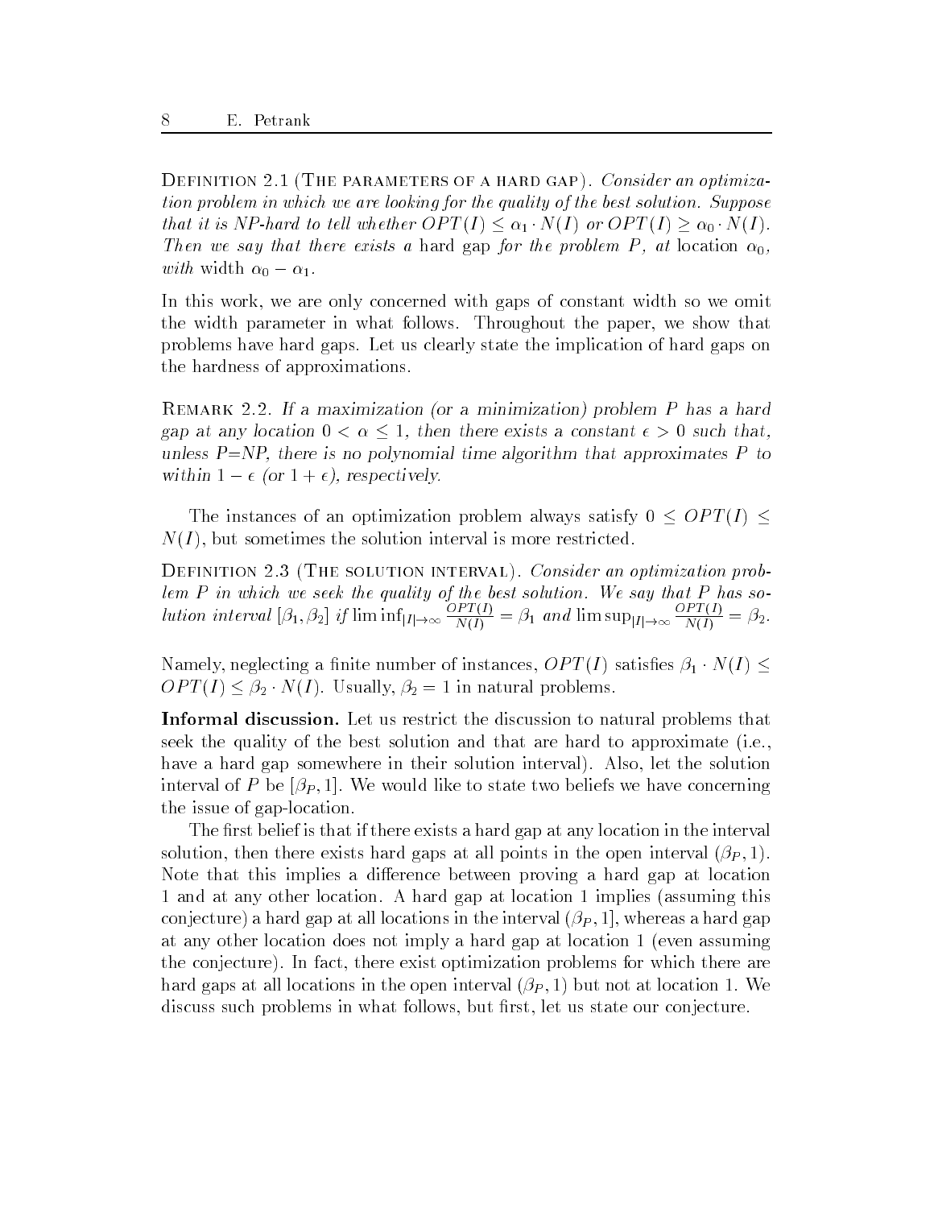Definition 2.1 (The parameters of a hard gap). *Consider an optimization problem in which we are looking for the quality of the best solution. Suppose that it is NP-hard to tell whether $OPT(I) \leq \alpha_1 \cdot N(I)$ or $OPT(I) \geq \alpha_0 \cdot N(I)$. Then we say that there exists a* hard gap *for the problem $P$, at* location $\alpha_0$, *with* width $\alpha_0 - \alpha_1$.

In this work, we are only concerned with gaps of constant width so we omit the width parameter in what follows. Throughout the paper, we show that problems have hard gaps. Let us clearly state the implication of hard gaps on the hardness of approximations.

Remark 2.2. *If a maximization (or a minimization) problem $P$ has a hard gap at any location $0 < \alpha \leq 1$, then there exists a constant $\epsilon > 0$ such that, unless P=NP, there is no polynomial time algorithm that approximates $P$ to within $1 - \epsilon$ (or $1 + \epsilon$), respectively.*

The instances of an optimization problem always satisfy $0 \leq OPT(I) \leq N(I)$, but sometimes the solution interval is more restricted.

Definition 2.3 (The solution interval). *Consider an optimization problem $P$ in which we seek the quality of the best solution. We say that $P$ has solution interval $[\beta_1, \beta_2]$ if $\liminf_{|I| \to \infty} \frac{OPT(I)}{N(I)} = \beta_1$ and $\limsup_{|I| \to \infty} \frac{OPT(I)}{N(I)} = \beta_2$.*

Namely, neglecting a finite number of instances, $OPT(I)$ satisfies $\beta_1 \cdot N(I) \leq OPT(I) \leq \beta_2 \cdot N(I)$. Usually, $\beta_2 = 1$ in natural problems.

**Informal discussion.** Let us restrict the discussion to natural problems that seek the quality of the best solution and that are hard to approximate (i.e., have a hard gap somewhere in their solution interval). Also, let the solution interval of $P$ be $[\beta_P, 1]$. We would like to state two beliefs we have concerning the issue of gap-location.

The first belief is that if there exists a hard gap at any location in the interval solution, then there exists hard gaps at all points in the open interval $(\beta_P, 1)$. Note that this implies a difference between proving a hard gap at location 1 and at any other location. A hard gap at location 1 implies (assuming this conjecture) a hard gap at all locations in the interval $(\beta_P, 1]$, whereas a hard gap at any other location does not imply a hard gap at location 1 (even assuming the conjecture). In fact, there exist optimization problems for which there are hard gaps at all locations in the open interval $(\beta_P, 1)$ but not at location 1. We discuss such problems in what follows, but first, let us state our conjecture.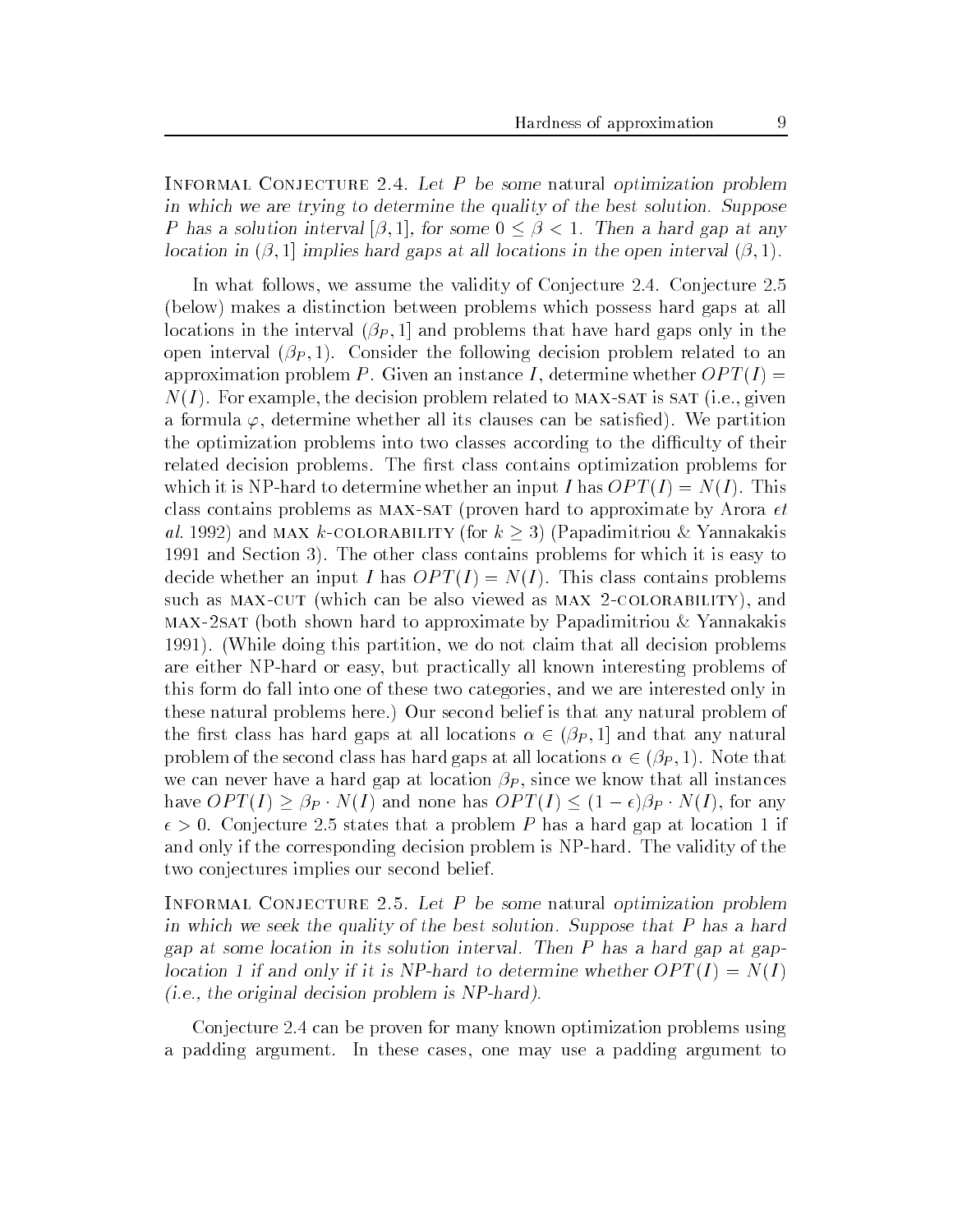Informal Conjecture 2.4. *Let $P$ be some* natural *optimization problem in which we are trying to determine the quality of the best solution. Suppose $P$ has a solution interval $[\beta, 1]$, for some $0 \leq \beta < 1$. Then a hard gap at any location in $(\beta, 1]$ implies hard gaps at all locations in the open interval $(\beta, 1)$.*

In what follows, we assume the validity of Conjecture 2.4. Conjecture 2.5 (below) makes a distinction between problems which possess hard gaps at all locations in the interval $(\beta_P, 1]$ and problems that have hard gaps only in the open interval $(\beta_P, 1)$. Consider the following decision problem related to an approximation problem $P$. Given an instance $I$, determine whether $OPT(I) = N(I)$. For example, the decision problem related to MAX-SAT is SAT (i.e., given a formula $\varphi$, determine whether all its clauses can be satisfied). We partition the optimization problems into two classes according to the difficulty of their related decision problems. The first class contains optimization problems for which it is NP-hard to determine whether an input $I$ has $OPT(I) = N(I)$. This class contains problems as MAX-SAT (proven hard to approximate by Arora *et al.* 1992) and MAX $k$-COLORABILITY (for $k \geq 3$) (Papadimitriou & Yannakakis 1991 and Section 3). The other class contains problems for which it is easy to decide whether an input $I$ has $OPT(I) = N(I)$. This class contains problems such as MAX-CUT (which can be also viewed as MAX 2-COLORABILITY), and MAX-2SAT (both shown hard to approximate by Papadimitriou & Yannakakis 1991). (While doing this partition, we do not claim that all decision problems are either NP-hard or easy, but practically all known interesting problems of this form do fall into one of these two categories, and we are interested only in these natural problems here.) Our second belief is that any natural problem of the first class has hard gaps at all locations $\alpha \in (\beta_P, 1]$ and that any natural problem of the second class has hard gaps at all locations $\alpha \in (\beta_P, 1)$. Note that we can never have a hard gap at location $\beta_P$, since we know that all instances have $OPT(I) \geq \beta_P \cdot N(I)$ and none has $OPT(I) \leq (1 - \epsilon)\beta_P \cdot N(I)$, for any $\epsilon > 0$. Conjecture 2.5 states that a problem $P$ has a hard gap at location 1 if and only if the corresponding decision problem is NP-hard. The validity of the two conjectures implies our second belief.

Informal Conjecture 2.5. *Let $P$ be some* natural *optimization problem in which we seek the quality of the best solution. Suppose that $P$ has a hard gap at some location in its solution interval. Then $P$ has a hard gap at gap-location 1 if and only if it is NP-hard to determine whether $OPT(I) = N(I)$ (i.e., the original decision problem is NP-hard).*

Conjecture 2.4 can be proven for many known optimization problems using a padding argument. In these cases, one may use a padding argument to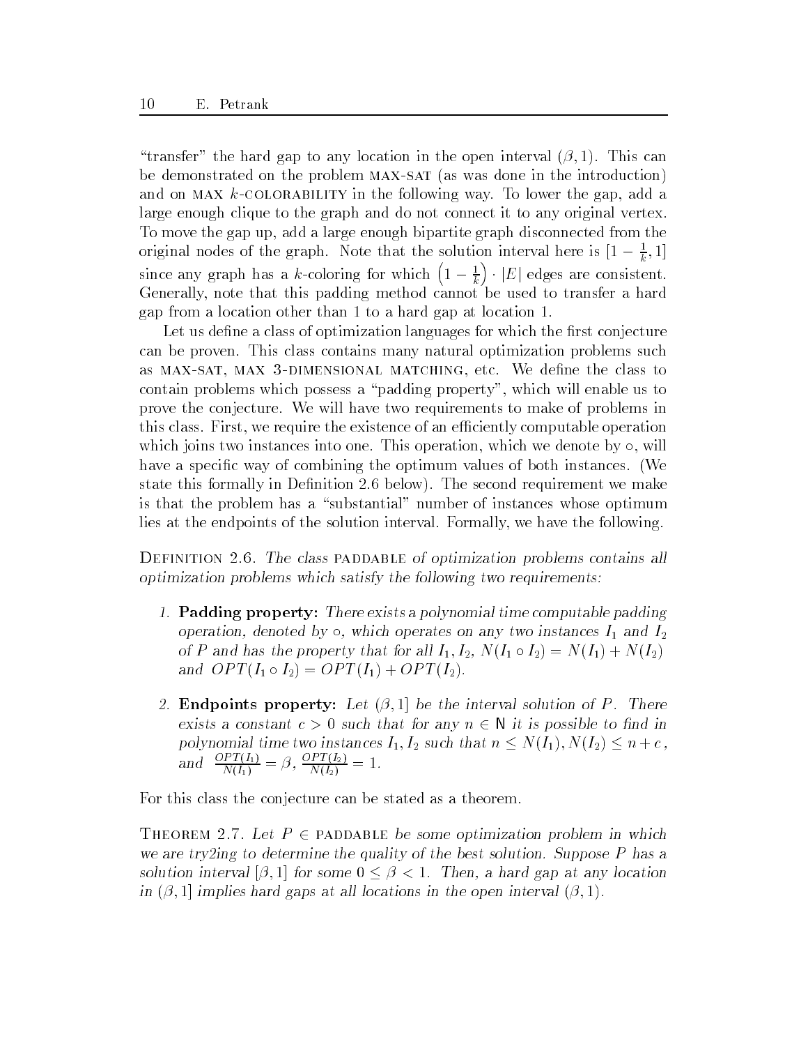"transfer" the hard gap to any location in the open interval $(\beta, 1)$. This can be demonstrated on the problem MAX-SAT (as was done in the introduction) and on MAX $k$-COLORABILITY in the following way. To lower the gap, add a large enough clique to the graph and do not connect it to any original vertex. To move the gap up, add a large enough bipartite graph disconnected from the original nodes of the graph. Note that the solution interval here is $[1 - \frac{1}{k}, 1]$ since any graph has a $k$-coloring for which $\left(1 - \frac{1}{k}\right) \cdot |E|$ edges are consistent. Generally, note that this padding method cannot be used to transfer a hard gap from a location other than 1 to a hard gap at location 1.

Let us define a class of optimization languages for which the first conjecture can be proven. This class contains many natural optimization problems such as MAX-SAT, MAX 3-DIMENSIONAL MATCHING, etc. We define the class to contain problems which possess a "padding property", which will enable us to prove the conjecture. We will have two requirements to make of problems in this class. First, we require the existence of an efficiently computable operation which joins two instances into one. This operation, which we denote by $\circ$, will have a specific way of combining the optimum values of both instances. (We state this formally in Definition 2.6 below). The second requirement we make is that the problem has a "substantial" number of instances whose optimum lies at the endpoints of the solution interval. Formally, we have the following.

DEFINITION 2.6. *The class* PADDABLE *of optimization problems contains all optimization problems which satisfy the following two requirements:*

1. **Padding property:** *There exists a polynomial time computable padding operation, denoted by $\circ$, which operates on any two instances $I_1$ and $I_2$ of $P$ and has the property that for all $I_1, I_2$, $N(I_1 \circ I_2) = N(I_1) + N(I_2)$ and $OPT(I_1 \circ I_2) = OPT(I_1) + OPT(I_2)$.*

2. **Endpoints property:** *Let $(\beta, 1]$ be the interval solution of $P$. There exists a constant $c > 0$ such that for any $n \in \mathbb{N}$ it is possible to find in polynomial time two instances $I_1, I_2$ such that $n \leq N(I_1), N(I_2) \leq n + c$, and $\frac{OPT(I_1)}{N(I_1)} = \beta$, $\frac{OPT(I_2)}{N(I_2)} = 1$.*

For this class the conjecture can be stated as a theorem.

THEOREM 2.7. *Let $P \in$ PADDABLE be some optimization problem in which we are try2ing to determine the quality of the best solution. Suppose $P$ has a solution interval $[\beta, 1]$ for some $0 \leq \beta < 1$. Then, a hard gap at any location in $(\beta, 1]$ implies hard gaps at all locations in the open interval $(\beta, 1)$.*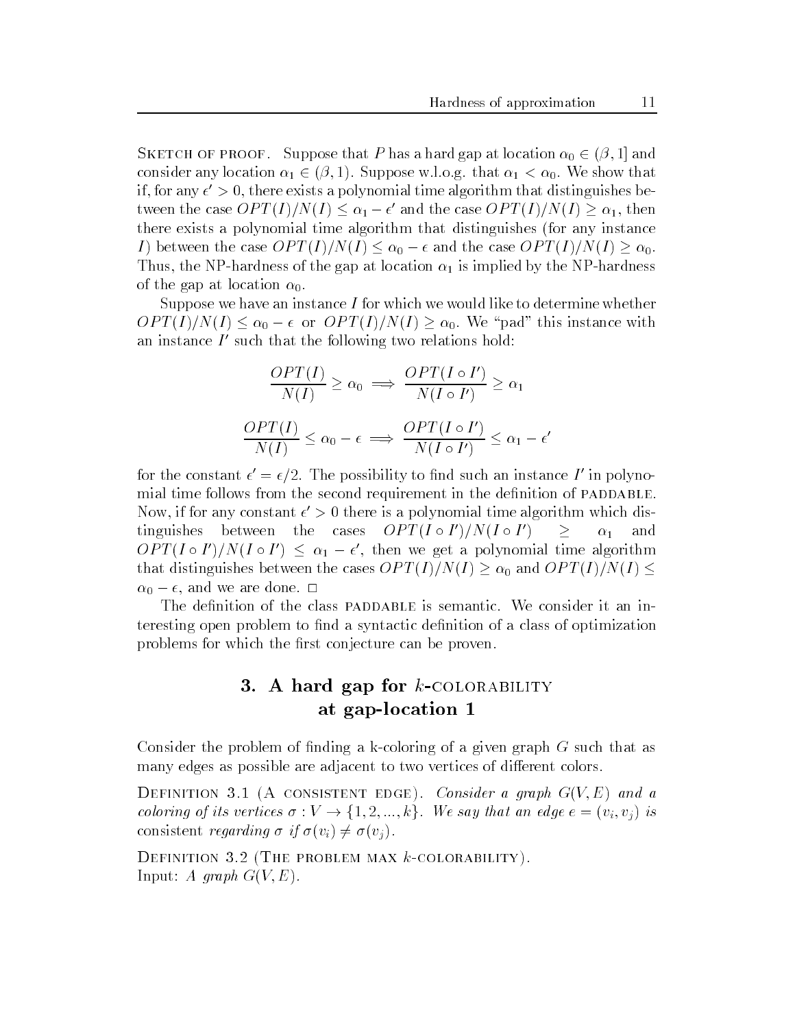Sketch of proof. Suppose that $P$ has a hard gap at location $\alpha_0 \in (\beta, 1]$ and consider any location $\alpha_1 \in (\beta, 1)$. Suppose w.l.o.g. that $\alpha_1 < \alpha_0$. We show that if, for any $\epsilon' > 0$, there exists a polynomial time algorithm that distinguishes between the case $OPT(I)/N(I) \leq \alpha_1 - \epsilon'$ and the case $OPT(I)/N(I) \geq \alpha_1$, then there exists a polynomial time algorithm that distinguishes (for any instance $I$) between the case $OPT(I)/N(I) \leq \alpha_0 - \epsilon$ and the case $OPT(I)/N(I) \geq \alpha_0$. Thus, the NP-hardness of the gap at location $\alpha_1$ is implied by the NP-hardness of the gap at location $\alpha_0$.

Suppose we have an instance $I$ for which we would like to determine whether $OPT(I)/N(I) \leq \alpha_0 - \epsilon$ or $OPT(I)/N(I) \geq \alpha_0$. We "pad" this instance with an instance $I'$ such that the following two relations hold:

$$\frac{OPT(I)}{N(I)} \geq \alpha_0 \implies \frac{OPT(I \circ I')}{N(I \circ I')} \geq \alpha_1$$

$$\frac{OPT(I)}{N(I)} \leq \alpha_0 - \epsilon \implies \frac{OPT(I \circ I')}{N(I \circ I')} \leq \alpha_1 - \epsilon'$$

for the constant $\epsilon' = \epsilon/2$. The possibility to find such an instance $I'$ in polynomial time follows from the second requirement in the definition of paddable. Now, if for any constant $\epsilon' > 0$ there is a polynomial time algorithm which distinguishes between the cases $OPT(I \circ I')/N(I \circ I') \geq \alpha_1$ and $OPT(I \circ I')/N(I \circ I') \leq \alpha_1 - \epsilon'$, then we get a polynomial time algorithm that distinguishes between the cases $OPT(I)/N(I) \geq \alpha_0$ and $OPT(I)/N(I) \leq \alpha_0 - \epsilon$, and we are done. □

The definition of the class paddable is semantic. We consider it an interesting open problem to find a syntactic definition of a class of optimization problems for which the first conjecture can be proven.

## 3. A hard gap for $k$-colorability at gap-location 1

Consider the problem of finding a k-coloring of a given graph $G$ such that as many edges as possible are adjacent to two vertices of different colors.

Definition 3.1 (A consistent edge). *Consider a graph $G(V, E)$ and a coloring of its vertices $\sigma : V \to \{1, 2, ..., k\}$. We say that an edge $e = (v_i, v_j)$ is* consistent *regarding $\sigma$ if $\sigma(v_i) \neq \sigma(v_j)$.*

Definition 3.2 (The problem max $k$-colorability).
Input: *A graph $G(V, E)$.*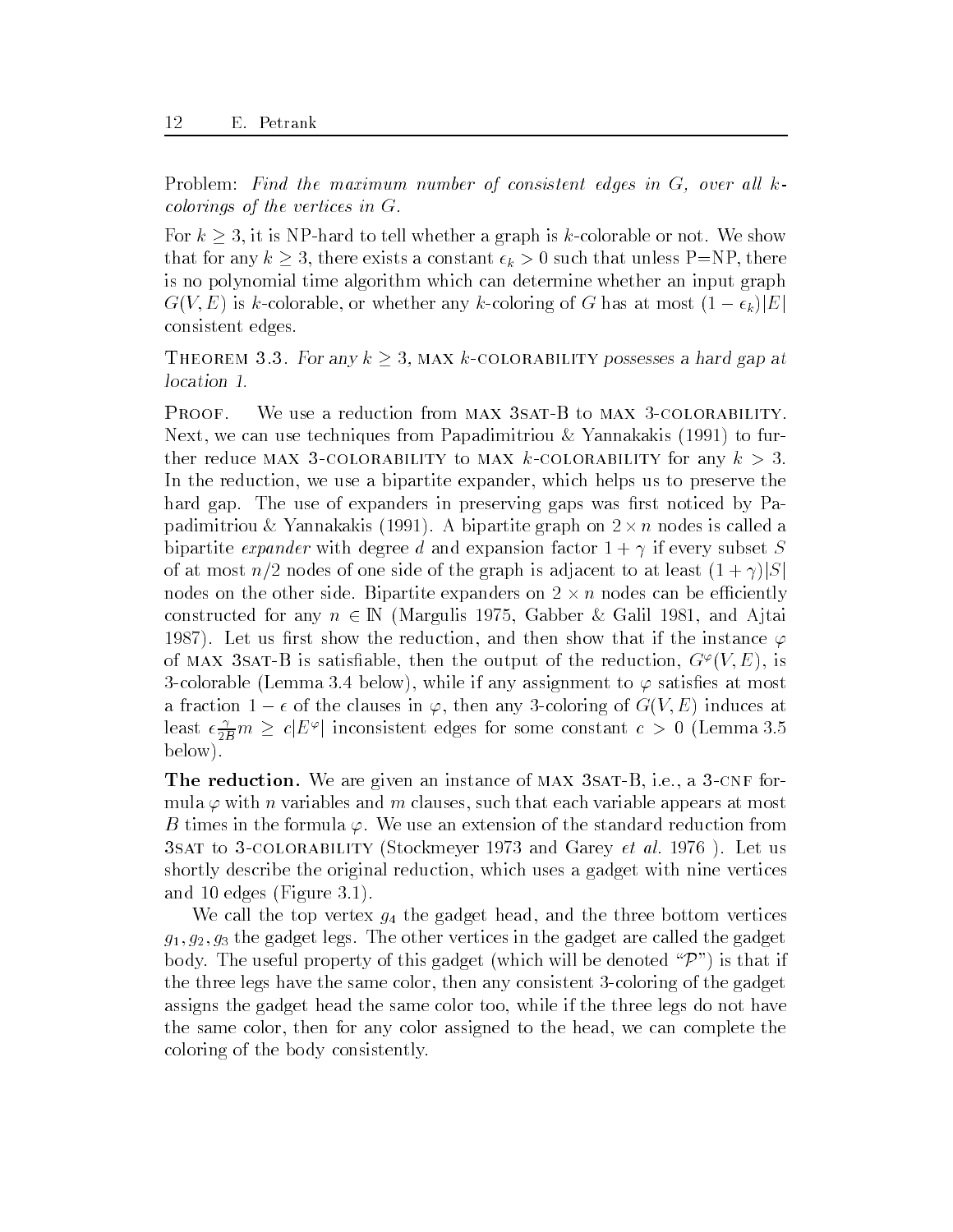Problem: *Find the maximum number of consistent edges in $G$, over all $k$-colorings of the vertices in $G$.*

For $k \geq 3$, it is NP-hard to tell whether a graph is $k$-colorable or not. We show that for any $k \geq 3$, there exists a constant $\epsilon_k > 0$ such that unless P=NP, there is no polynomial time algorithm which can determine whether an input graph $G(V, E)$ is $k$-colorable, or whether any $k$-coloring of $G$ has at most $(1 - \epsilon_k)|E|$ consistent edges.

THEOREM 3.3. *For any $k \geq 3$, MAX $k$-COLORABILITY possesses a hard gap at location 1.*

PROOF. We use a reduction from MAX 3SAT-B to MAX 3-COLORABILITY. Next, we can use techniques from Papadimitriou & Yannakakis (1991) to further reduce MAX 3-COLORABILITY to MAX $k$-COLORABILITY for any $k > 3$. In the reduction, we use a bipartite expander, which helps us to preserve the hard gap. The use of expanders in preserving gaps was first noticed by Papadimitriou & Yannakakis (1991). A bipartite graph on $2 \times n$ nodes is called a bipartite *expander* with degree $d$ and expansion factor $1 + \gamma$ if every subset $S$ of at most $n/2$ nodes of one side of the graph is adjacent to at least $(1 + \gamma)|S|$ nodes on the other side. Bipartite expanders on $2 \times n$ nodes can be efficiently constructed for any $n \in \mathbb{N}$ (Margulis 1975, Gabber & Galil 1981, and Ajtai 1987). Let us first show the reduction, and then show that if the instance $\varphi$ of MAX 3SAT-B is satisfiable, then the output of the reduction, $G^{\varphi}(V, E)$, is 3-colorable (Lemma 3.4 below), while if any assignment to $\varphi$ satisfies at most a fraction $1 - \epsilon$ of the clauses in $\varphi$, then any 3-coloring of $G(V, E)$ induces at least $\epsilon \frac{\gamma}{2B} m \geq c|E^{\varphi}|$ inconsistent edges for some constant $c > 0$ (Lemma 3.5 below).

**The reduction.** We are given an instance of MAX 3SAT-B, i.e., a 3-CNF formula $\varphi$ with $n$ variables and $m$ clauses, such that each variable appears at most $B$ times in the formula $\varphi$. We use an extension of the standard reduction from 3SAT to 3-COLORABILITY (Stockmeyer 1973 and Garey *et al.* 1976 ). Let us shortly describe the original reduction, which uses a gadget with nine vertices and 10 edges (Figure 3.1).

We call the top vertex $g_4$ the gadget head, and the three bottom vertices $g_1, g_2, g_3$ the gadget legs. The other vertices in the gadget are called the gadget body. The useful property of this gadget (which will be denoted "$\mathcal{P}$") is that if the three legs have the same color, then any consistent 3-coloring of the gadget assigns the gadget head the same color too, while if the three legs do not have the same color, then for any color assigned to the head, we can complete the coloring of the body consistently.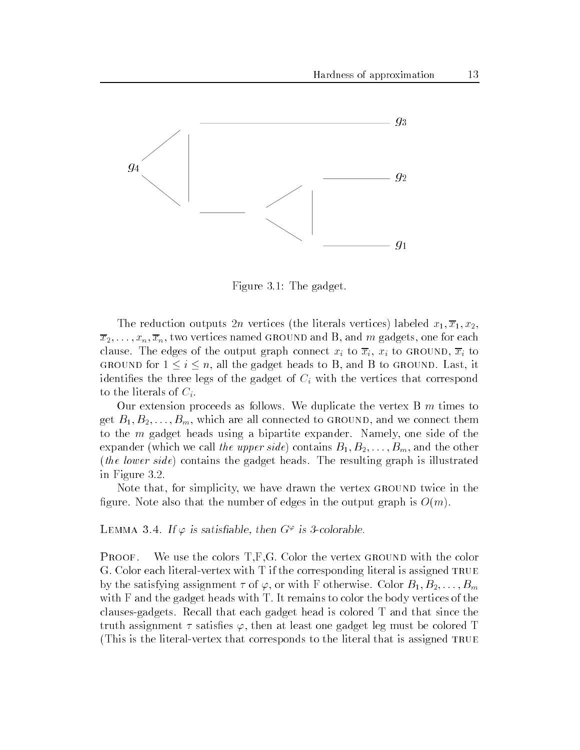Figure 3.1: The gadget.

The reduction outputs $2n$ vertices (the literals vertices) labeled $x_1, \overline{x}_1, x_2, \overline{x}_2, \ldots, x_n, \overline{x}_n$, two vertices named GROUND and B, and $m$ gadgets, one for each clause. The edges of the output graph connect $x_i$ to $\overline{x}_i$, $x_i$ to GROUND, $\overline{x}_i$ to GROUND for $1 \leq i \leq n$, all the gadget heads to B, and B to GROUND. Last, it identifies the three legs of the gadget of $C_i$ with the vertices that correspond to the literals of $C_i$.

Our extension proceeds as follows. We duplicate the vertex B $m$ times to get $B_1, B_2, \ldots, B_m$, which are all connected to GROUND, and we connect them to the $m$ gadget heads using a bipartite expander. Namely, one side of the expander (which we call *the upper side*) contains $B_1, B_2, \ldots, B_m$, and the other (*the lower side*) contains the gadget heads. The resulting graph is illustrated in Figure 3.2.

Note that, for simplicity, we have drawn the vertex GROUND twice in the figure. Note also that the number of edges in the output graph is $O(m)$.

LEMMA 3.4. *If $\varphi$ is satisfiable, then $G^\varphi$ is 3-colorable.*

PROOF. We use the colors T,F,G. Color the vertex GROUND with the color G. Color each literal-vertex with T if the corresponding literal is assigned TRUE by the satisfying assignment $\tau$ of $\varphi$, or with F otherwise. Color $B_1, B_2, \ldots, B_m$ with F and the gadget heads with T. It remains to color the body vertices of the clauses-gadgets. Recall that each gadget head is colored T and that since the truth assignment $\tau$ satisfies $\varphi$, then at least one gadget leg must be colored T (This is the literal-vertex that corresponds to the literal that is assigned TRUE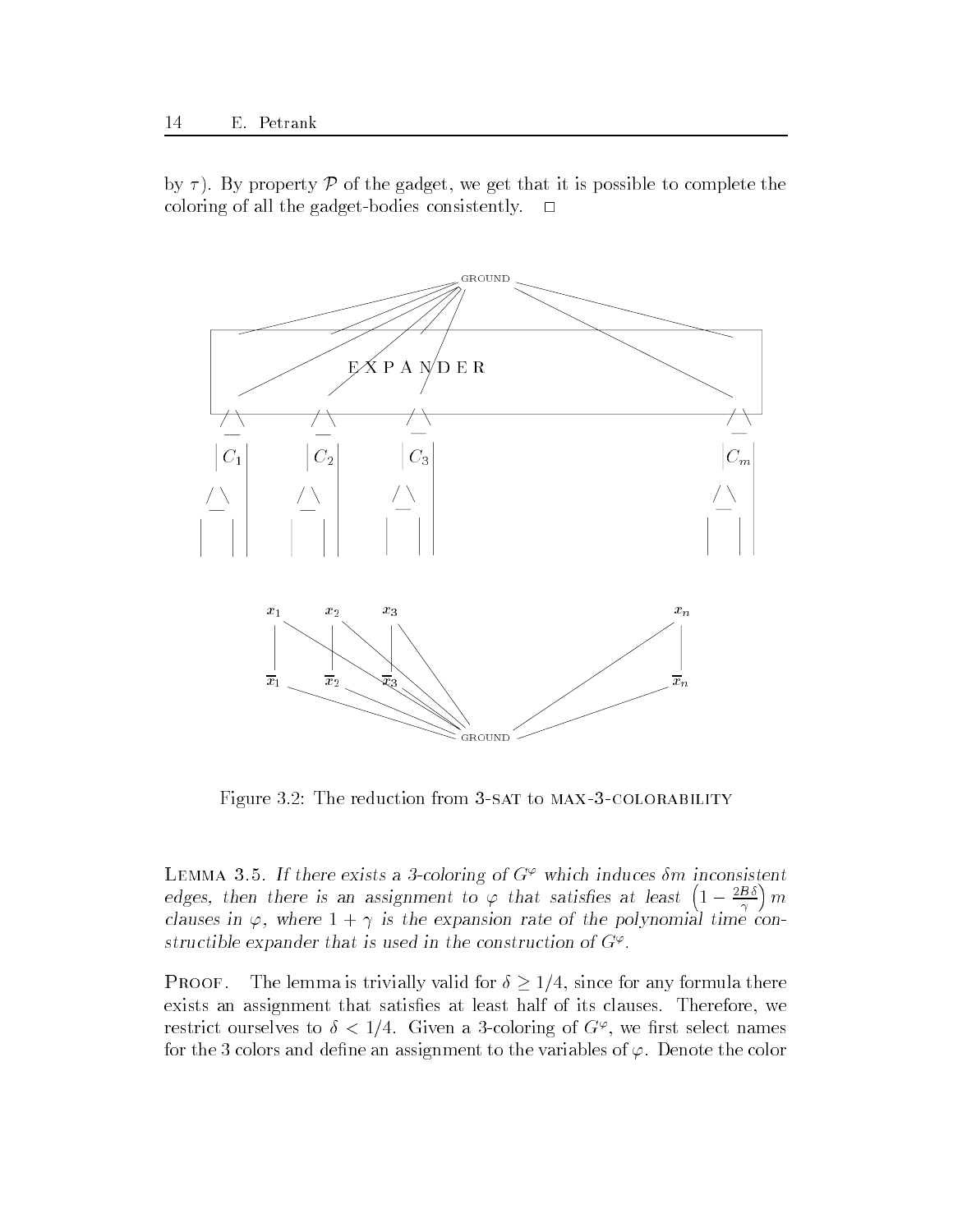by $\tau$). By property $\mathcal{P}$ of the gadget, we get that it is possible to complete the coloring of all the gadget-bodies consistently. $\square$

Figure 3.2: The reduction from 3-SAT to MAX-3-COLORABILITY

LEMMA 3.5. *If there exists a 3-coloring of $G^\varphi$ which induces $\delta m$ inconsistent edges, then there is an assignment to $\varphi$ that satisfies at least $\left(1 - \frac{2B\delta}{\gamma}\right) m$ clauses in $\varphi$, where $1 + \gamma$ is the expansion rate of the polynomial time constructible expander that is used in the construction of $G^\varphi$.*

PROOF. The lemma is trivially valid for $\delta \geq 1/4$, since for any formula there exists an assignment that satisfies at least half of its clauses. Therefore, we restrict ourselves to $\delta < 1/4$. Given a 3-coloring of $G^\varphi$, we first select names for the 3 colors and define an assignment to the variables of $\varphi$. Denote the color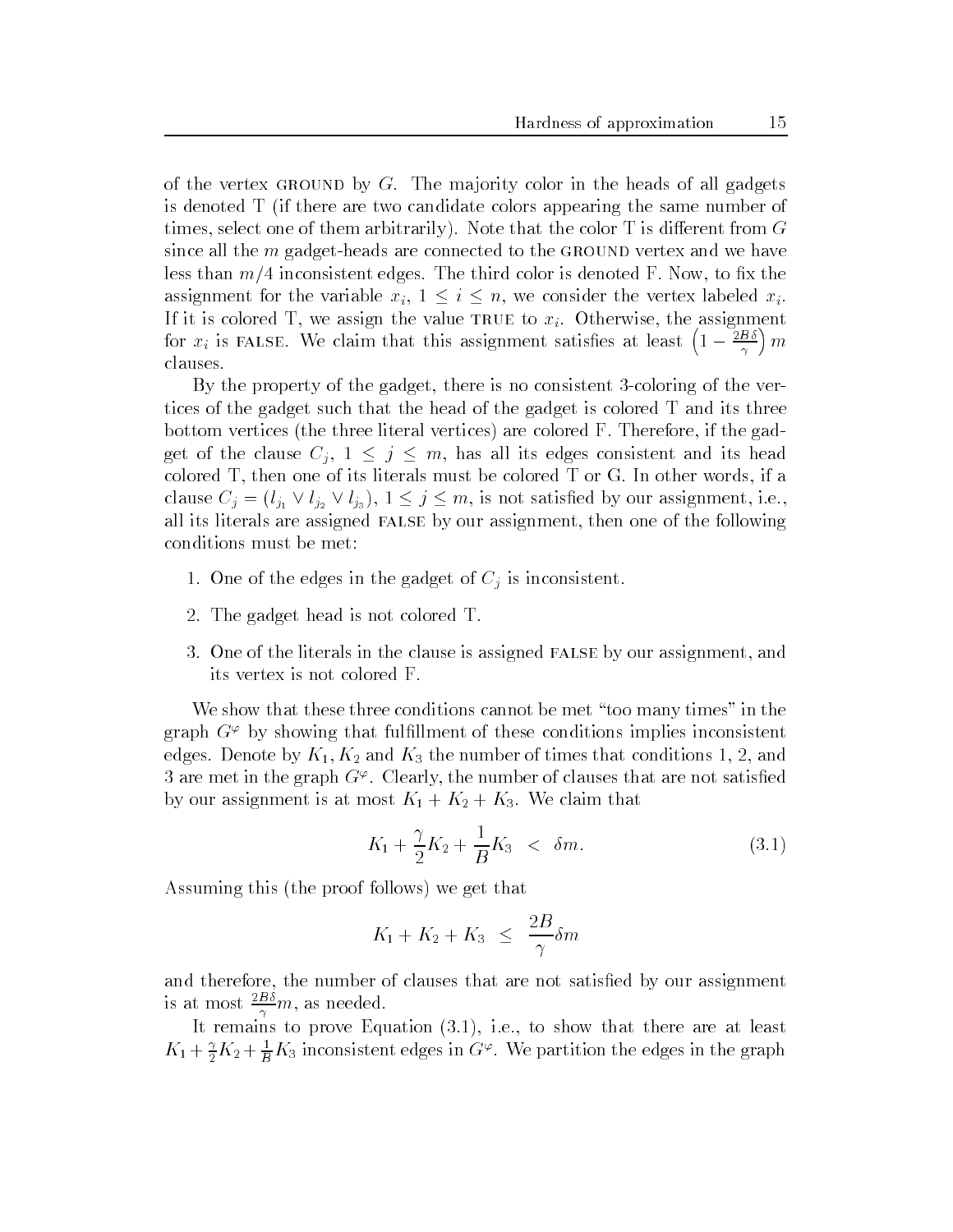of the vertex GROUND by $G$. The majority color in the heads of all gadgets is denoted T (if there are two candidate colors appearing the same number of times, select one of them arbitrarily). Note that the color T is different from $G$ since all the $m$ gadget-heads are connected to the GROUND vertex and we have less than $m/4$ inconsistent edges. The third color is denoted F. Now, to fix the assignment for the variable $x_i$, $1 \leq i \leq n$, we consider the vertex labeled $x_i$. If it is colored T, we assign the value TRUE to $x_i$. Otherwise, the assignment for $x_i$ is FALSE. We claim that this assignment satisfies at least $\left(1 - \frac{2B\delta}{\gamma}\right) m$ clauses.

By the property of the gadget, there is no consistent 3-coloring of the vertices of the gadget such that the head of the gadget is colored T and its three bottom vertices (the three literal vertices) are colored F. Therefore, if the gadget of the clause $C_j$, $1 \leq j \leq m$, has all its edges consistent and its head colored T, then one of its literals must be colored T or G. In other words, if a clause $C_j = (l_{j_1} \vee l_{j_2} \vee l_{j_3})$, $1 \leq j \leq m$, is not satisfied by our assignment, i.e., all its literals are assigned FALSE by our assignment, then one of the following conditions must be met:

1. One of the edges in the gadget of $C_j$ is inconsistent.
2. The gadget head is not colored T.
3. One of the literals in the clause is assigned FALSE by our assignment, and its vertex is not colored F.

We show that these three conditions cannot be met "too many times" in the graph $G^\varphi$ by showing that fulfillment of these conditions implies inconsistent edges. Denote by $K_1, K_2$ and $K_3$ the number of times that conditions 1, 2, and 3 are met in the graph $G^\varphi$. Clearly, the number of clauses that are not satisfied by our assignment is at most $K_1 + K_2 + K_3$. We claim that

$$K_1 + \frac{\gamma}{2}K_2 + \frac{1}{B}K_3 \; < \; \delta m. \tag{3.1}$$

Assuming this (the proof follows) we get that

$$K_1 + K_2 + K_3 \; \leq \; \frac{2B}{\gamma}\delta m$$

and therefore, the number of clauses that are not satisfied by our assignment is at most $\frac{2B\delta}{\gamma}m$, as needed.

It remains to prove Equation (3.1), i.e., to show that there are at least $K_1 + \frac{\gamma}{2}K_2 + \frac{1}{B}K_3$ inconsistent edges in $G^\varphi$. We partition the edges in the graph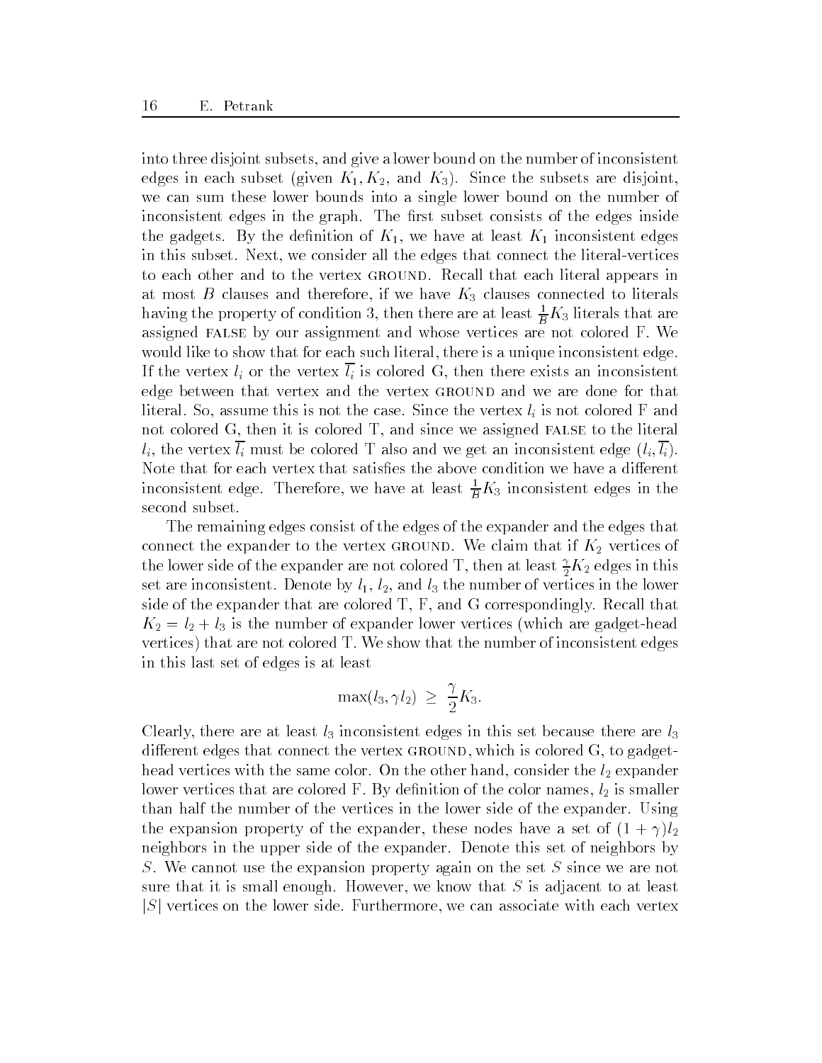into three disjoint subsets, and give a lower bound on the number of inconsistent edges in each subset (given $K_1, K_2$, and $K_3$). Since the subsets are disjoint, we can sum these lower bounds into a single lower bound on the number of inconsistent edges in the graph. The first subset consists of the edges inside the gadgets. By the definition of $K_1$, we have at least $K_1$ inconsistent edges in this subset. Next, we consider all the edges that connect the literal-vertices to each other and to the vertex GROUND. Recall that each literal appears in at most $B$ clauses and therefore, if we have $K_3$ clauses connected to literals having the property of condition 3, then there are at least $\frac{1}{B}K_3$ literals that are assigned FALSE by our assignment and whose vertices are not colored F. We would like to show that for each such literal, there is a unique inconsistent edge. If the vertex $l_i$ or the vertex $\overline{l_i}$ is colored G, then there exists an inconsistent edge between that vertex and the vertex GROUND and we are done for that literal. So, assume this is not the case. Since the vertex $l_i$ is not colored F and not colored G, then it is colored T, and since we assigned FALSE to the literal $l_i$, the vertex $\overline{l_i}$ must be colored T also and we get an inconsistent edge $(l_i, \overline{l_i})$. Note that for each vertex that satisfies the above condition we have a different inconsistent edge. Therefore, we have at least $\frac{1}{B}K_3$ inconsistent edges in the second subset.

The remaining edges consist of the edges of the expander and the edges that connect the expander to the vertex GROUND. We claim that if $K_2$ vertices of the lower side of the expander are not colored T, then at least $\frac{\gamma}{2}K_2$ edges in this set are inconsistent. Denote by $l_1$, $l_2$, and $l_3$ the number of vertices in the lower side of the expander that are colored T, F, and G correspondingly. Recall that $K_2 = l_2 + l_3$ is the number of expander lower vertices (which are gadget-head vertices) that are not colored T. We show that the number of inconsistent edges in this last set of edges is at least

$$\max(l_3, \gamma l_2) \geq \frac{\gamma}{2}K_3.$$

Clearly, there are at least $l_3$ inconsistent edges in this set because there are $l_3$ different edges that connect the vertex GROUND, which is colored G, to gadget-head vertices with the same color. On the other hand, consider the $l_2$ expander lower vertices that are colored F. By definition of the color names, $l_2$ is smaller than half the number of the vertices in the lower side of the expander. Using the expansion property of the expander, these nodes have a set of $(1+\gamma)l_2$ neighbors in the upper side of the expander. Denote this set of neighbors by $S$. We cannot use the expansion property again on the set $S$ since we are not sure that it is small enough. However, we know that $S$ is adjacent to at least $|S|$ vertices on the lower side. Furthermore, we can associate with each vertex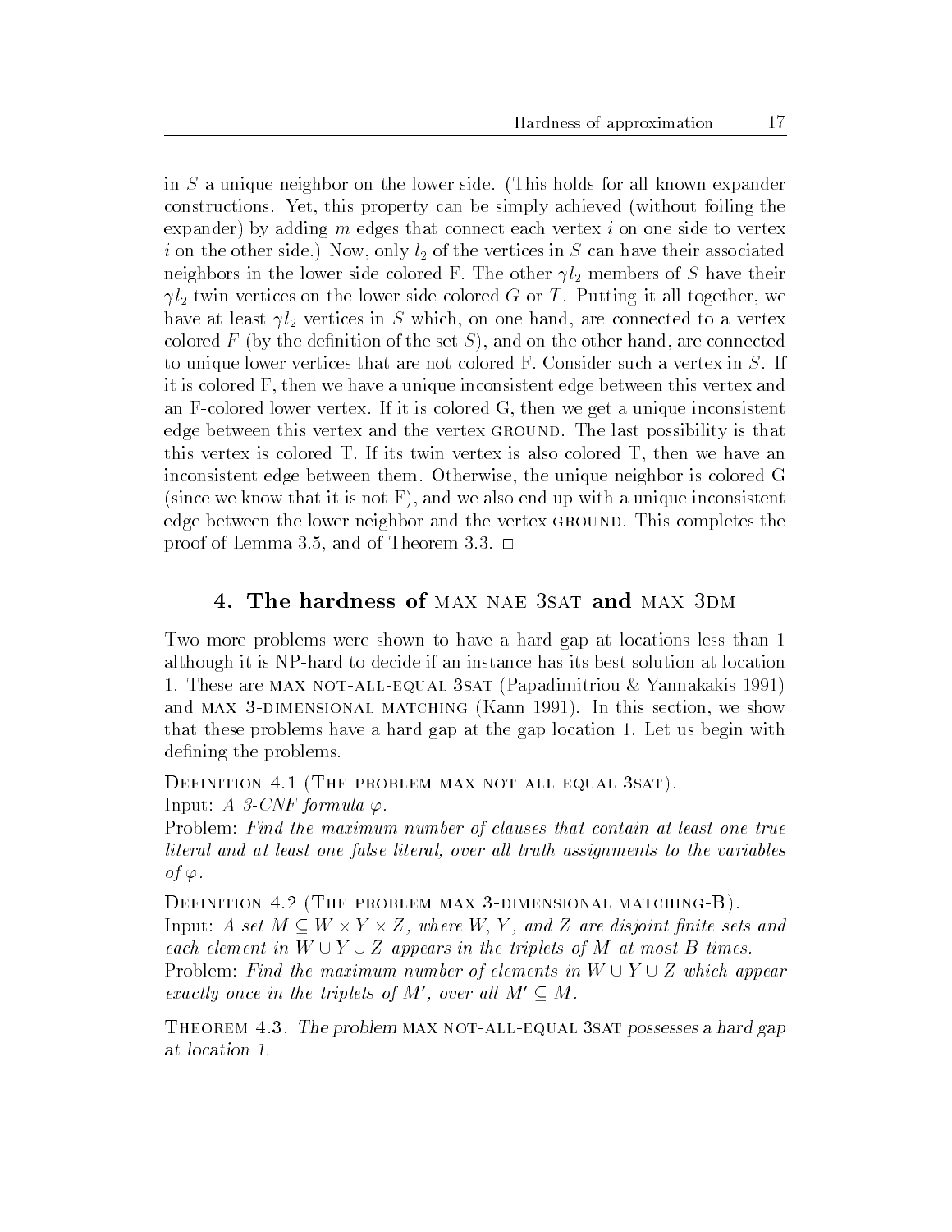in $S$ a unique neighbor on the lower side. (This holds for all known expander constructions. Yet, this property can be simply achieved (without foiling the expander) by adding $m$ edges that connect each vertex $i$ on one side to vertex $i$ on the other side.) Now, only $l_2$ of the vertices in $S$ can have their associated neighbors in the lower side colored F. The other $\gamma l_2$ members of $S$ have their $\gamma l_2$ twin vertices on the lower side colored $G$ or $T$. Putting it all together, we have at least $\gamma l_2$ vertices in $S$ which, on one hand, are connected to a vertex colored $F$ (by the definition of the set $S$), and on the other hand, are connected to unique lower vertices that are not colored F. Consider such a vertex in $S$. If it is colored F, then we have a unique inconsistent edge between this vertex and an F-colored lower vertex. If it is colored G, then we get a unique inconsistent edge between this vertex and the vertex GROUND. The last possibility is that this vertex is colored T. If its twin vertex is also colored T, then we have an inconsistent edge between them. Otherwise, the unique neighbor is colored G (since we know that it is not F), and we also end up with a unique inconsistent edge between the lower neighbor and the vertex GROUND. This completes the proof of Lemma 3.5, and of Theorem 3.3. □

## 4. The hardness of MAX NAE 3SAT and MAX 3DM

Two more problems were shown to have a hard gap at locations less than 1 although it is NP-hard to decide if an instance has its best solution at location 1. These are MAX NOT-ALL-EQUAL 3SAT (Papadimitriou & Yannakakis 1991) and MAX 3-DIMENSIONAL MATCHING (Kann 1991). In this section, we show that these problems have a hard gap at the gap location 1. Let us begin with defining the problems.

DEFINITION 4.1 (THE PROBLEM MAX NOT-ALL-EQUAL 3SAT).
Input: *A 3-CNF formula* $\varphi$.
Problem: *Find the maximum number of clauses that contain at least one true literal and at least one false literal, over all truth assignments to the variables of* $\varphi$.

DEFINITION 4.2 (THE PROBLEM MAX 3-DIMENSIONAL MATCHING-B).
Input: *A set* $M \subseteq W \times Y \times Z$*, where* $W$*,* $Y$*, and* $Z$ *are disjoint finite sets and each element in* $W \cup Y \cup Z$ *appears in the triplets of* $M$ *at most* $B$ *times.*
Problem: *Find the maximum number of elements in* $W \cup Y \cup Z$ *which appear exactly once in the triplets of* $M'$*, over all* $M' \subseteq M$.

THEOREM 4.3. *The problem* MAX NOT-ALL-EQUAL 3SAT *possesses a hard gap at location 1.*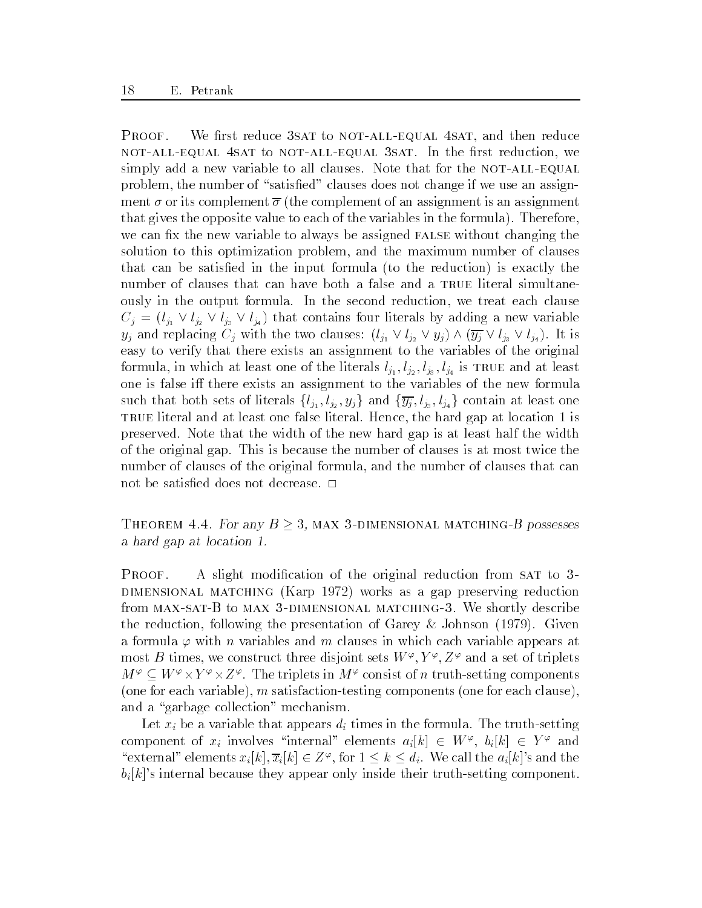PROOF. We first reduce 3SAT to NOT-ALL-EQUAL 4SAT, and then reduce NOT-ALL-EQUAL 4SAT to NOT-ALL-EQUAL 3SAT. In the first reduction, we simply add a new variable to all clauses. Note that for the NOT-ALL-EQUAL problem, the number of "satisfied" clauses does not change if we use an assignment $\sigma$ or its complement $\overline{\sigma}$ (the complement of an assignment is an assignment that gives the opposite value to each of the variables in the formula). Therefore, we can fix the new variable to always be assigned FALSE without changing the solution to this optimization problem, and the maximum number of clauses that can be satisfied in the input formula (to the reduction) is exactly the number of clauses that can have both a false and a TRUE literal simultaneously in the output formula. In the second reduction, we treat each clause $C_j = (l_{j_1} \vee l_{j_2} \vee l_{j_3} \vee l_{j_4})$ that contains four literals by adding a new variable $y_j$ and replacing $C_j$ with the two clauses: $(l_{j_1} \vee l_{j_2} \vee y_j) \wedge (\overline{y_j} \vee l_{j_3} \vee l_{j_4})$. It is easy to verify that there exists an assignment to the variables of the original formula, in which at least one of the literals $l_{j_1}, l_{j_2}, l_{j_3}, l_{j_4}$ is TRUE and at least one is false iff there exists an assignment to the variables of the new formula such that both sets of literals $\{l_{j_1}, l_{j_2}, y_j\}$ and $\{\overline{y_j}, l_{j_3}, l_{j_4}\}$ contain at least one TRUE literal and at least one false literal. Hence, the hard gap at location 1 is preserved. Note that the width of the new hard gap is at least half the width of the original gap. This is because the number of clauses is at most twice the number of clauses of the original formula, and the number of clauses that can not be satisfied does not decrease. □

THEOREM 4.4. *For any $B \geq 3$, MAX 3-DIMENSIONAL MATCHING-$B$ possesses a hard gap at location 1.*

PROOF. A slight modification of the original reduction from SAT to 3-DIMENSIONAL MATCHING (Karp 1972) works as a gap preserving reduction from MAX-SAT-B to MAX 3-DIMENSIONAL MATCHING-3. We shortly describe the reduction, following the presentation of Garey & Johnson (1979). Given a formula $\varphi$ with $n$ variables and $m$ clauses in which each variable appears at most $B$ times, we construct three disjoint sets $W^\varphi, Y^\varphi, Z^\varphi$ and a set of triplets $M^\varphi \subseteq W^\varphi \times Y^\varphi \times Z^\varphi$. The triplets in $M^\varphi$ consist of $n$ truth-setting components (one for each variable), $m$ satisfaction-testing components (one for each clause), and a "garbage collection" mechanism.

Let $x_i$ be a variable that appears $d_i$ times in the formula. The truth-setting component of $x_i$ involves "internal" elements $a_i[k] \in W^\varphi$, $b_i[k] \in Y^\varphi$ and "external" elements $x_i[k], \overline{x}_i[k] \in Z^\varphi$, for $1 \leq k \leq d_i$. We call the $a_i[k]$'s and the $b_i[k]$'s internal because they appear only inside their truth-setting component.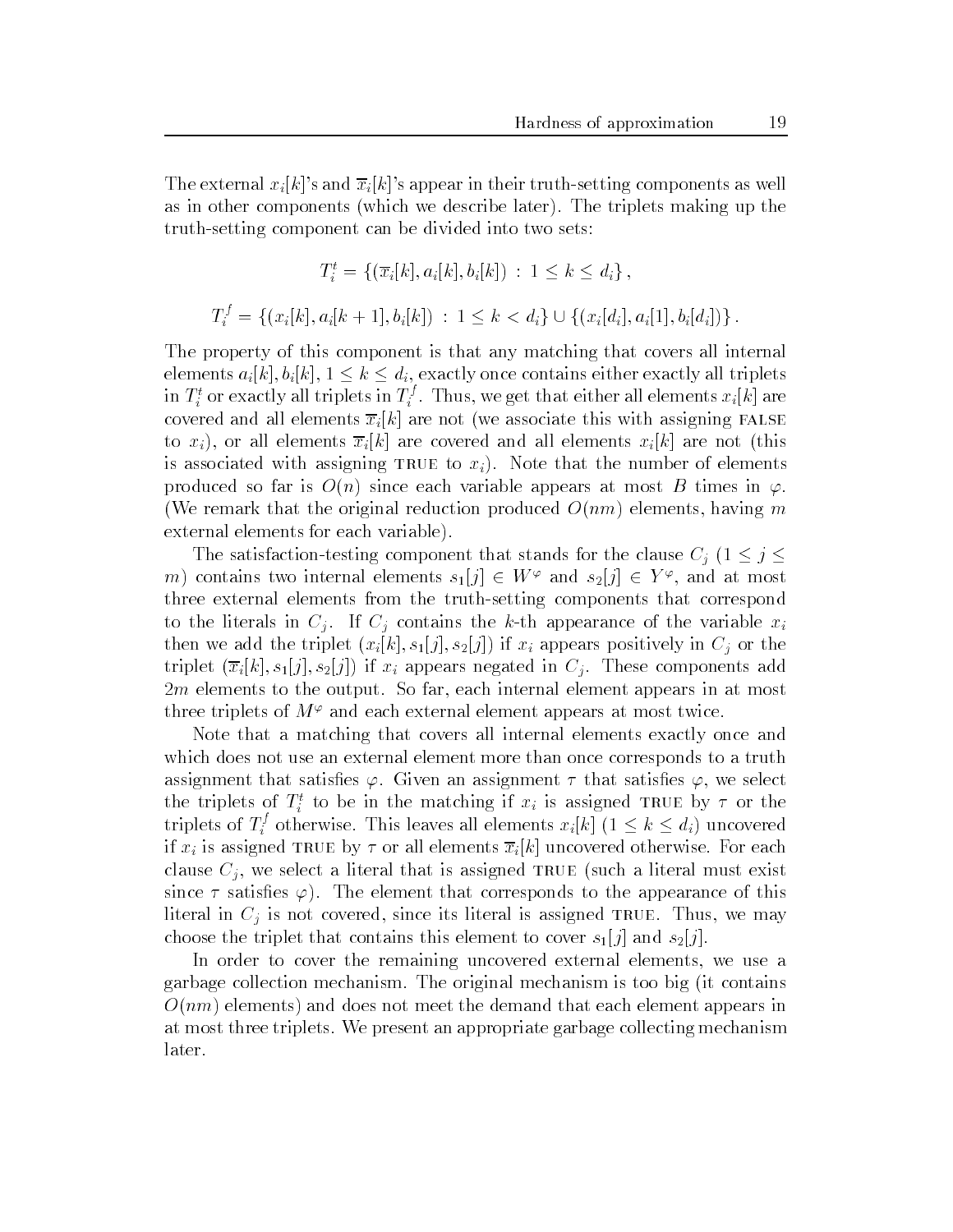The external $x_i[k]$'s and $\overline{x}_i[k]$'s appear in their truth-setting components as well as in other components (which we describe later). The triplets making up the truth-setting component can be divided into two sets:

$$T_i^t = \{(\overline{x}_i[k], a_i[k], b_i[k]) \,:\, 1 \le k \le d_i\}\,,$$

$$T_i^f = \{(x_i[k], a_i[k+1], b_i[k]) \,:\, 1 \le k < d_i\} \cup \{(x_i[d_i], a_i[1], b_i[d_i])\}\,.$$

The property of this component is that any matching that covers all internal elements $a_i[k], b_i[k]$, $1 \le k \le d_i$, exactly once contains either exactly all triplets in $T_i^t$ or exactly all triplets in $T_i^f$. Thus, we get that either all elements $x_i[k]$ are covered and all elements $\overline{x}_i[k]$ are not (we associate this with assigning FALSE to $x_i$), or all elements $\overline{x}_i[k]$ are covered and all elements $x_i[k]$ are not (this is associated with assigning TRUE to $x_i$). Note that the number of elements produced so far is $O(n)$ since each variable appears at most $B$ times in $\varphi$. (We remark that the original reduction produced $O(nm)$ elements, having $m$ external elements for each variable).

The satisfaction-testing component that stands for the clause $C_j$ ($1 \le j \le m$) contains two internal elements $s_1[j] \in W^\varphi$ and $s_2[j] \in Y^\varphi$, and at most three external elements from the truth-setting components that correspond to the literals in $C_j$. If $C_j$ contains the $k$-th appearance of the variable $x_i$ then we add the triplet $(x_i[k], s_1[j], s_2[j])$ if $x_i$ appears positively in $C_j$ or the triplet $(\overline{x}_i[k], s_1[j], s_2[j])$ if $x_i$ appears negated in $C_j$. These components add $2m$ elements to the output. So far, each internal element appears in at most three triplets of $M^\varphi$ and each external element appears at most twice.

Note that a matching that covers all internal elements exactly once and which does not use an external element more than once corresponds to a truth assignment that satisfies $\varphi$. Given an assignment $\tau$ that satisfies $\varphi$, we select the triplets of $T_i^t$ to be in the matching if $x_i$ is assigned TRUE by $\tau$ or the triplets of $T_i^f$ otherwise. This leaves all elements $x_i[k]$ ($1 \le k \le d_i$) uncovered if $x_i$ is assigned TRUE by $\tau$ or all elements $\overline{x}_i[k]$ uncovered otherwise. For each clause $C_j$, we select a literal that is assigned TRUE (such a literal must exist since $\tau$ satisfies $\varphi$). The element that corresponds to the appearance of this literal in $C_j$ is not covered, since its literal is assigned TRUE. Thus, we may choose the triplet that contains this element to cover $s_1[j]$ and $s_2[j]$.

In order to cover the remaining uncovered external elements, we use a garbage collection mechanism. The original mechanism is too big (it contains $O(nm)$ elements) and does not meet the demand that each element appears in at most three triplets. We present an appropriate garbage collecting mechanism later.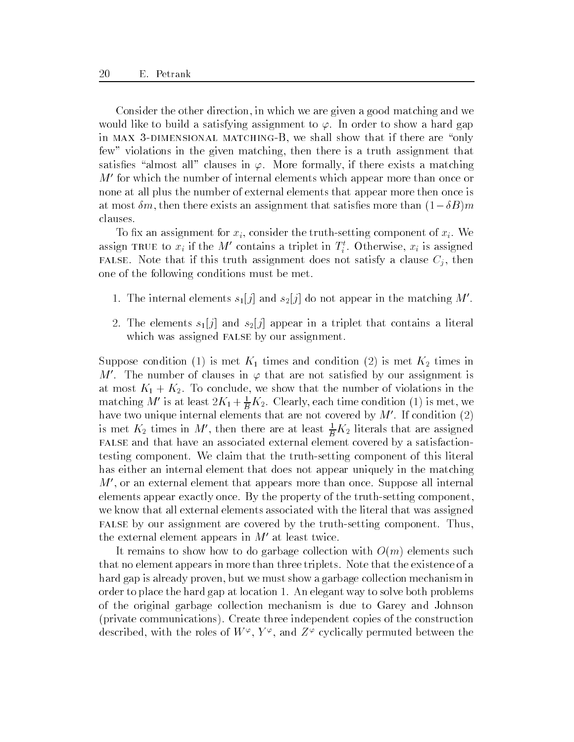Consider the other direction, in which we are given a good matching and we would like to build a satisfying assignment to $\varphi$. In order to show a hard gap in MAX 3-DIMENSIONAL MATCHING-B, we shall show that if there are "only few" violations in the given matching, then there is a truth assignment that satisfies "almost all" clauses in $\varphi$. More formally, if there exists a matching $M'$ for which the number of internal elements which appear more than once or none at all plus the number of external elements that appear more then once is at most $\delta m$, then there exists an assignment that satisfies more than $(1-\delta B)m$ clauses.

To fix an assignment for $x_i$, consider the truth-setting component of $x_i$. We assign TRUE to $x_i$ if the $M'$ contains a triplet in $T_i^t$. Otherwise, $x_i$ is assigned FALSE. Note that if this truth assignment does not satisfy a clause $C_j$, then one of the following conditions must be met.

1. The internal elements $s_1[j]$ and $s_2[j]$ do not appear in the matching $M'$.
2. The elements $s_1[j]$ and $s_2[j]$ appear in a triplet that contains a literal which was assigned FALSE by our assignment.

Suppose condition (1) is met $K_1$ times and condition (2) is met $K_2$ times in $M'$. The number of clauses in $\varphi$ that are not satisfied by our assignment is at most $K_1 + K_2$. To conclude, we show that the number of violations in the matching $M'$ is at least $2K_1 + \frac{1}{B}K_2$. Clearly, each time condition (1) is met, we have two unique internal elements that are not covered by $M'$. If condition (2) is met $K_2$ times in $M'$, then there are at least $\frac{1}{B}K_2$ literals that are assigned FALSE and that have an associated external element covered by a satisfaction-testing component. We claim that the truth-setting component of this literal has either an internal element that does not appear uniquely in the matching $M'$, or an external element that appears more than once. Suppose all internal elements appear exactly once. By the property of the truth-setting component, we know that all external elements associated with the literal that was assigned FALSE by our assignment are covered by the truth-setting component. Thus, the external element appears in $M'$ at least twice.

It remains to show how to do garbage collection with $O(m)$ elements such that no element appears in more than three triplets. Note that the existence of a hard gap is already proven, but we must show a garbage collection mechanism in order to place the hard gap at location 1. An elegant way to solve both problems of the original garbage collection mechanism is due to Garey and Johnson (private communications). Create three independent copies of the construction described, with the roles of $W^\varphi$, $Y^\varphi$, and $Z^\varphi$ cyclically permuted between the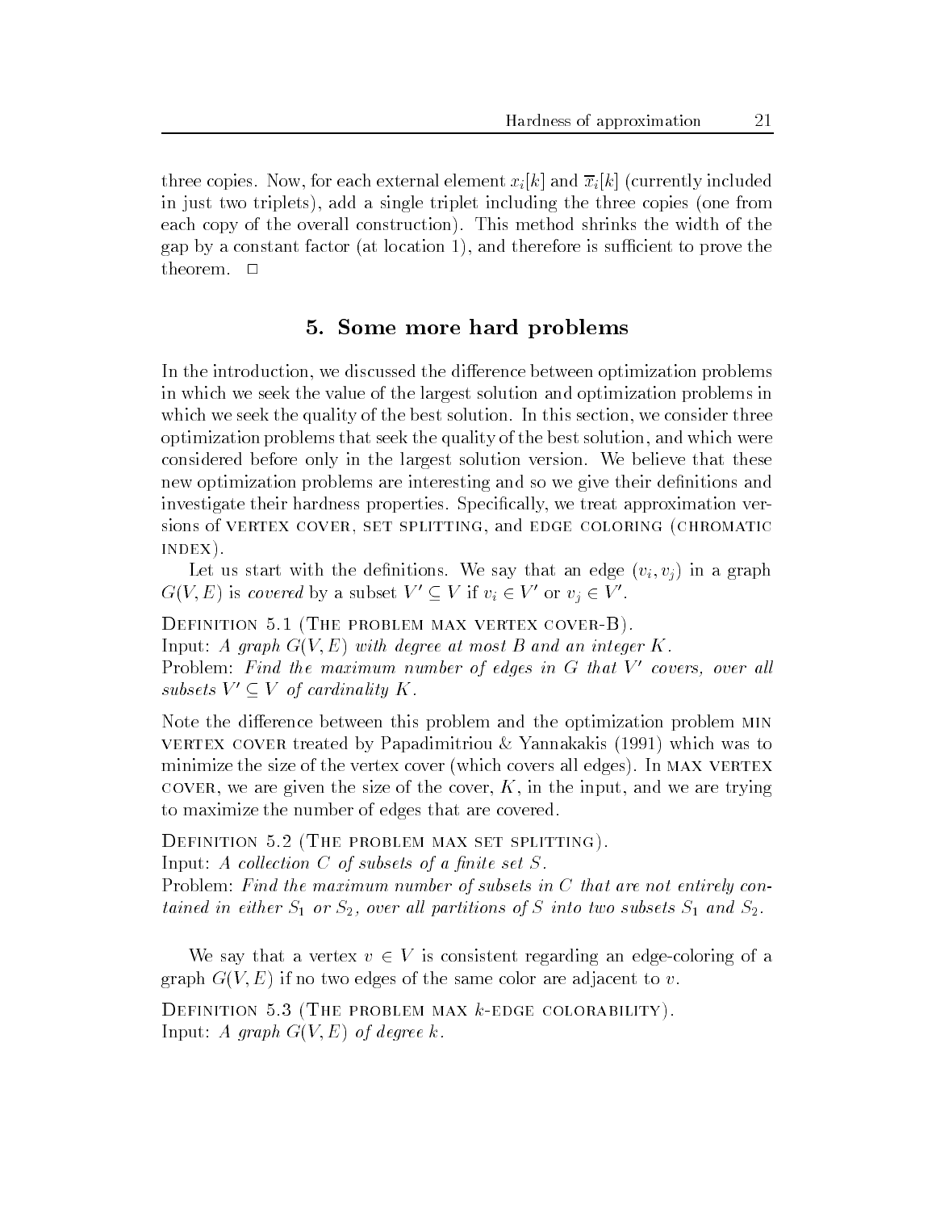three copies. Now, for each external element $x_i[k]$ and $\overline{x}_i[k]$ (currently included in just two triplets), add a single triplet including the three copies (one from each copy of the overall construction). This method shrinks the width of the gap by a constant factor (at location 1), and therefore is sufficient to prove the theorem. □

## 5. Some more hard problems

In the introduction, we discussed the difference between optimization problems in which we seek the value of the largest solution and optimization problems in which we seek the quality of the best solution. In this section, we consider three optimization problems that seek the quality of the best solution, and which were considered before only in the largest solution version. We believe that these new optimization problems are interesting and so we give their definitions and investigate their hardness properties. Specifically, we treat approximation versions of VERTEX COVER, SET SPLITTING, and EDGE COLORING (CHROMATIC INDEX).

Let us start with the definitions. We say that an edge $(v_i, v_j)$ in a graph $G(V, E)$ is *covered* by a subset $V' \subseteq V$ if $v_i \in V'$ or $v_j \in V'$.

DEFINITION 5.1 (THE PROBLEM MAX VERTEX COVER-B).
Input: *A graph $G(V, E)$ with degree at most $B$ and an integer $K$.*
Problem: *Find the maximum number of edges in $G$ that $V'$ covers, over all subsets $V' \subseteq V$ of cardinality $K$.*

Note the difference between this problem and the optimization problem MIN VERTEX COVER treated by Papadimitriou & Yannakakis (1991) which was to minimize the size of the vertex cover (which covers all edges). In MAX VERTEX COVER, we are given the size of the cover, $K$, in the input, and we are trying to maximize the number of edges that are covered.

DEFINITION 5.2 (THE PROBLEM MAX SET SPLITTING).
Input: *A collection $C$ of subsets of a finite set $S$.*
Problem: *Find the maximum number of subsets in $C$ that are not entirely contained in either $S_1$ or $S_2$, over all partitions of $S$ into two subsets $S_1$ and $S_2$.*

We say that a vertex $v \in V$ is consistent regarding an edge-coloring of a graph $G(V, E)$ if no two edges of the same color are adjacent to $v$.

DEFINITION 5.3 (THE PROBLEM MAX $k$-EDGE COLORABILITY).
Input: *A graph $G(V, E)$ of degree $k$.*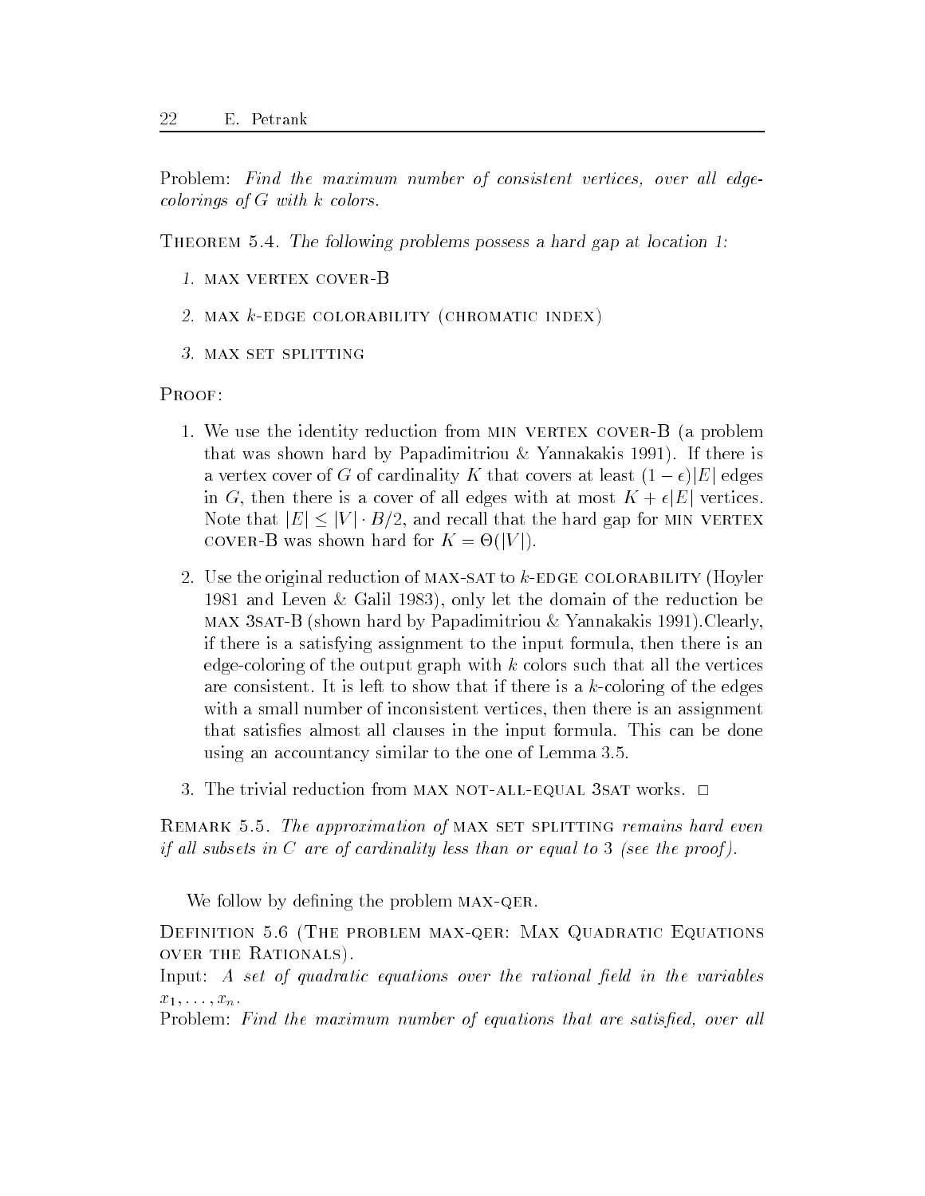Problem: *Find the maximum number of consistent vertices, over all edge-colorings of $G$ with $k$ colors.*

THEOREM 5.4. *The following problems possess a hard gap at location 1:*

1. MAX VERTEX COVER-B
2. MAX $k$-EDGE COLORABILITY (CHROMATIC INDEX)
3. MAX SET SPLITTING

PROOF:

1. We use the identity reduction from MIN VERTEX COVER-B (a problem that was shown hard by Papadimitriou & Yannakakis 1991). If there is a vertex cover of $G$ of cardinality $K$ that covers at least $(1-\epsilon)|E|$ edges in $G$, then there is a cover of all edges with at most $K + \epsilon|E|$ vertices. Note that $|E| \leq |V| \cdot B/2$, and recall that the hard gap for MIN VERTEX COVER-B was shown hard for $K = \Theta(|V|)$.

2. Use the original reduction of MAX-SAT to $k$-EDGE COLORABILITY (Hoyler 1981 and Leven & Galil 1983), only let the domain of the reduction be MAX 3SAT-B (shown hard by Papadimitriou & Yannakakis 1991).Clearly, if there is a satisfying assignment to the input formula, then there is an edge-coloring of the output graph with $k$ colors such that all the vertices are consistent. It is left to show that if there is a $k$-coloring of the edges with a small number of inconsistent vertices, then there is an assignment that satisfies almost all clauses in the input formula. This can be done using an accountancy similar to the one of Lemma 3.5.

3. The trivial reduction from MAX NOT-ALL-EQUAL 3SAT works. □

REMARK 5.5. *The approximation of* MAX SET SPLITTING *remains hard even if all subsets in $C$ are of cardinality less than or equal to 3 (see the proof).*

We follow by defining the problem MAX-QER.

DEFINITION 5.6 (THE PROBLEM MAX-QER: MAX QUADRATIC EQUATIONS OVER THE RATIONALS).

Input: *A set of quadratic equations over the rational field in the variables $x_1, \ldots, x_n$.*

Problem: *Find the maximum number of equations that are satisfied, over all*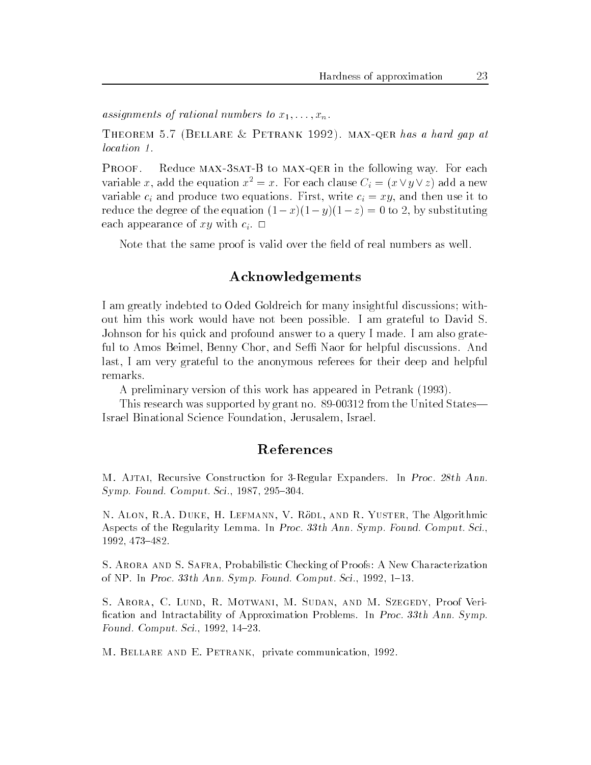*assignments of rational numbers to $x_1, \ldots, x_n$.*

Theorem 5.7 (Bellare & Petrank 1992). max-qer *has a hard gap at location 1.*

Proof. Reduce max-3sat-B to max-qer in the following way. For each variable $x$, add the equation $x^2 = x$. For each clause $C_i = (x \vee y \vee z)$ add a new variable $c_i$ and produce two equations. First, write $c_i = xy$, and then use it to reduce the degree of the equation $(1-x)(1-y)(1-z) = 0$ to 2, by substituting each appearance of $xy$ with $c_i$. □

Note that the same proof is valid over the field of real numbers as well.

## Acknowledgements

I am greatly indebted to Oded Goldreich for many insightful discussions; without him this work would have not been possible. I am grateful to David S. Johnson for his quick and profound answer to a query I made. I am also grateful to Amos Beimel, Benny Chor, and Seffi Naor for helpful discussions. And last, I am very grateful to the anonymous referees for their deep and helpful remarks.

A preliminary version of this work has appeared in Petrank (1993).

This research was supported by grant no. 89-00312 from the United States—Israel Binational Science Foundation, Jerusalem, Israel.

## References

M. Ajtai, Recursive Construction for 3-Regular Expanders. In *Proc. 28th Ann. Symp. Found. Comput. Sci.*, 1987, 295–304.

N. Alon, R.A. Duke, H. Lefmann, V. Rödl, and R. Yuster, The Algorithmic Aspects of the Regularity Lemma. In *Proc. 33th Ann. Symp. Found. Comput. Sci.*, 1992, 473–482.

S. Arora and S. Safra, Probabilistic Checking of Proofs: A New Characterization of NP. In *Proc. 33th Ann. Symp. Found. Comput. Sci.*, 1992, 1–13.

S. Arora, C. Lund, R. Motwani, M. Sudan, and M. Szegedy, Proof Verification and Intractability of Approximation Problems. In *Proc. 33th Ann. Symp. Found. Comput. Sci.*, 1992, 14–23.

M. Bellare and E. Petrank, private communication, 1992.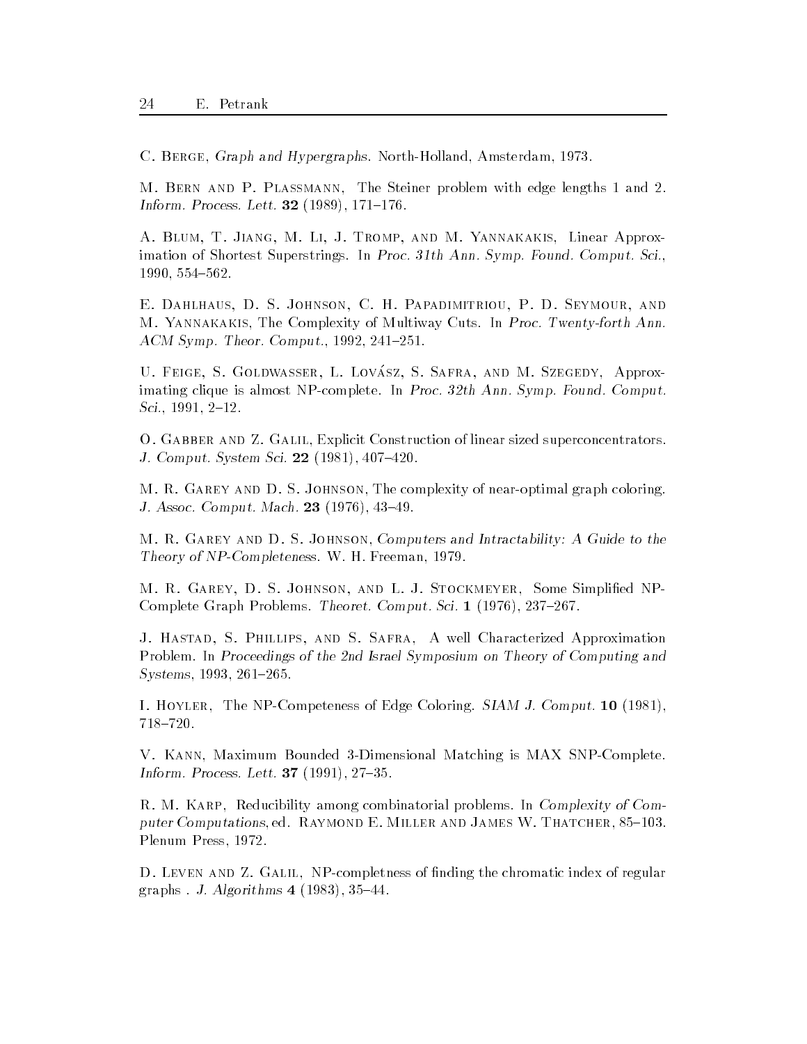C. Berge, *Graph and Hypergraphs.* North-Holland, Amsterdam, 1973.

M. Bern and P. Plassmann, The Steiner problem with edge lengths 1 and 2. *Inform. Process. Lett.* **32** (1989), 171–176.

A. Blum, T. Jiang, M. Li, J. Tromp, and M. Yannakakis, Linear Approximation of Shortest Superstrings. In *Proc. 31th Ann. Symp. Found. Comput. Sci.*, 1990, 554–562.

E. Dahlhaus, D. S. Johnson, C. H. Papadimitriou, P. D. Seymour, and M. Yannakakis, The Complexity of Multiway Cuts. In *Proc. Twenty-forth Ann. ACM Symp. Theor. Comput.*, 1992, 241–251.

U. Feige, S. Goldwasser, L. Lovász, S. Safra, and M. Szegedy, Approximating clique is almost NP-complete. In *Proc. 32th Ann. Symp. Found. Comput. Sci.*, 1991, 2–12.

O. Gabber and Z. Galil, Explicit Construction of linear sized superconcentrators. *J. Comput. System Sci.* **22** (1981), 407–420.

M. R. Garey and D. S. Johnson, The complexity of near-optimal graph coloring. *J. Assoc. Comput. Mach.* **23** (1976), 43–49.

M. R. Garey and D. S. Johnson, *Computers and Intractability: A Guide to the Theory of NP-Completeness.* W. H. Freeman, 1979.

M. R. Garey, D. S. Johnson, and L. J. Stockmeyer, Some Simplified NP-Complete Graph Problems. *Theoret. Comput. Sci.* **1** (1976), 237–267.

J. Hastad, S. Phillips, and S. Safra, A well Characterized Approximation Problem. In *Proceedings of the 2nd Israel Symposium on Theory of Computing and Systems*, 1993, 261–265.

I. Hoyler, The NP-Competeness of Edge Coloring. *SIAM J. Comput.* **10** (1981), 718–720.

V. Kann, Maximum Bounded 3-Dimensional Matching is MAX SNP-Complete. *Inform. Process. Lett.* **37** (1991), 27–35.

R. M. Karp, Reducibility among combinatorial problems. In *Complexity of Computer Computations*, ed. Raymond E. Miller and James W. Thatcher, 85–103. Plenum Press, 1972.

D. Leven and Z. Galil, NP-completness of finding the chromatic index of regular graphs . *J. Algorithms* **4** (1983), 35–44.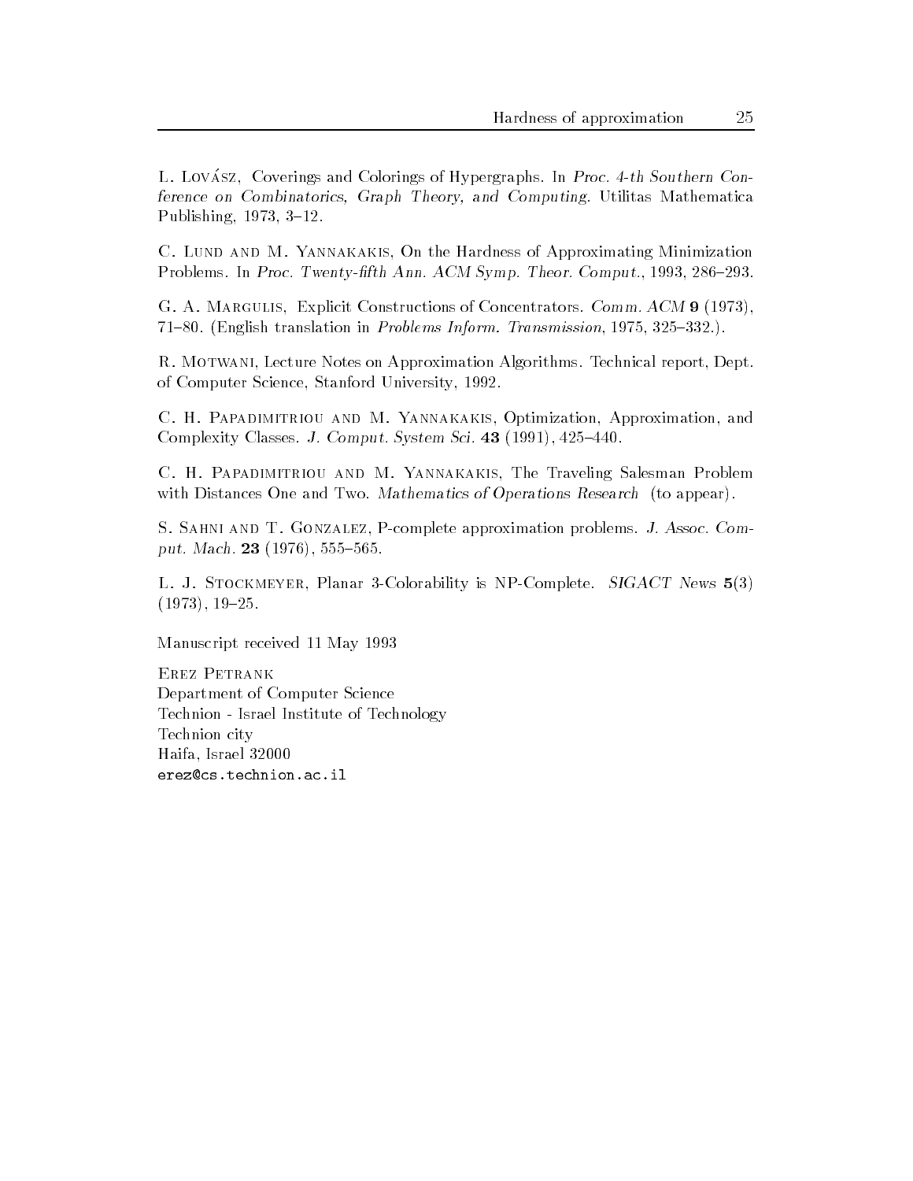L. Lovász, Coverings and Colorings of Hypergraphs. In *Proc. 4-th Southern Conference on Combinatorics, Graph Theory, and Computing*. Utilitas Mathematica Publishing, 1973, 3–12.

C. Lund and M. Yannakakis, On the Hardness of Approximating Minimization Problems. In *Proc. Twenty-fifth Ann. ACM Symp. Theor. Comput.*, 1993, 286–293.

G. A. Margulis, Explicit Constructions of Concentrators. *Comm. ACM* **9** (1973), 71–80. (English translation in *Problems Inform. Transmission*, 1975, 325–332.).

R. Motwani, Lecture Notes on Approximation Algorithms. Technical report, Dept. of Computer Science, Stanford University, 1992.

C. H. Papadimitriou and M. Yannakakis, Optimization, Approximation, and Complexity Classes. *J. Comput. System Sci.* **43** (1991), 425–440.

C. H. Papadimitriou and M. Yannakakis, The Traveling Salesman Problem with Distances One and Two. *Mathematics of Operations Research* (to appear).

S. Sahni and T. Gonzalez, P-complete approximation problems. *J. Assoc. Comput. Mach.* **23** (1976), 555–565.

L. J. Stockmeyer, Planar 3-Colorability is NP-Complete. *SIGACT News* **5**(3) (1973), 19–25.

Manuscript received 11 May 1993

Erez Petrank
Department of Computer Science
Technion - Israel Institute of Technology
Technion city
Haifa, Israel 32000
erez@cs.technion.ac.il